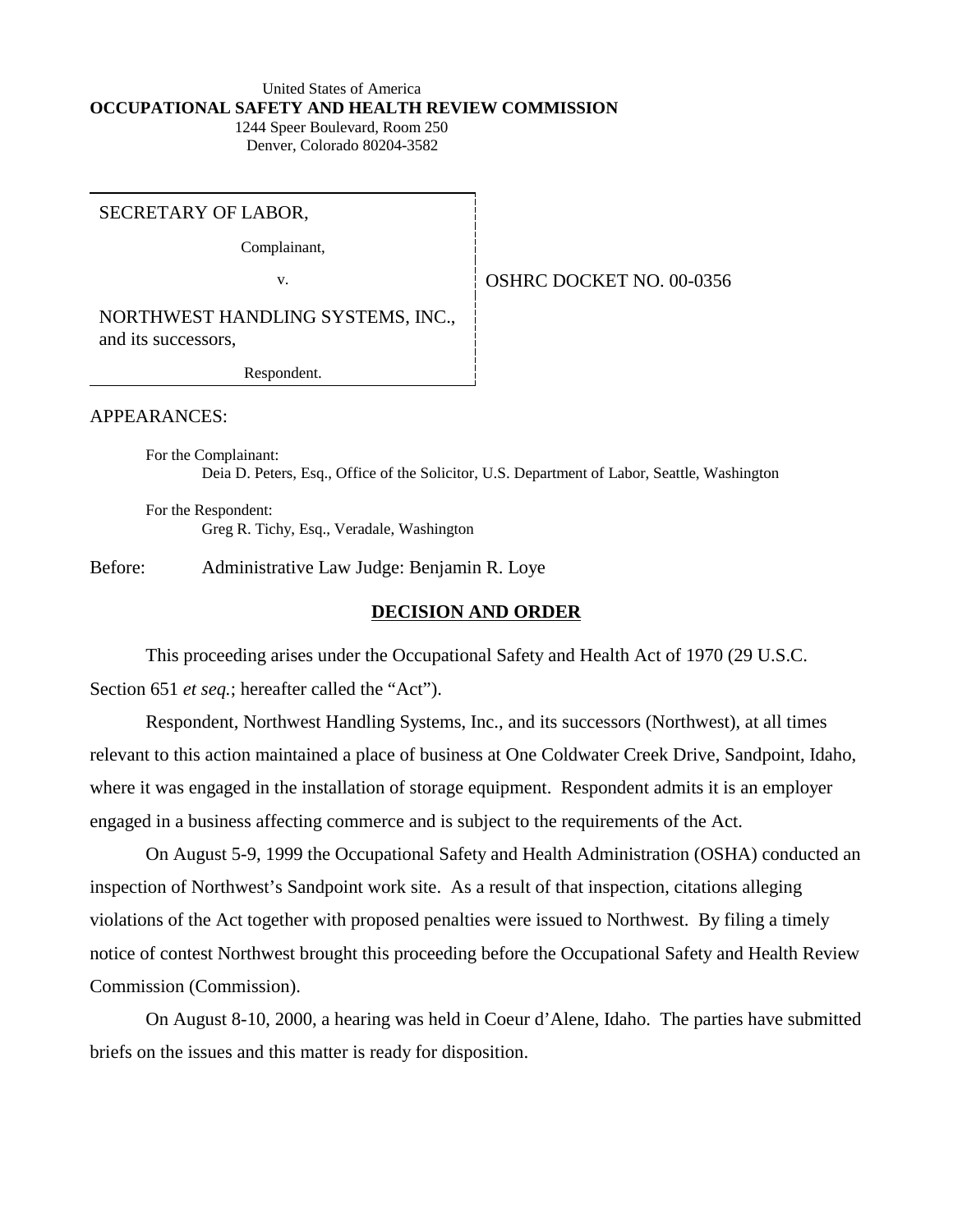United States of America
**OCCUPATIONAL SAFETY AND HEALTH REVIEW COMMISSION**
1244 Speer Boulevard, Room 250
Denver, Colorado 80204-3582

| | |
|---|---|
| SECRETARY OF LABOR,<br><br>Complainant,<br><br>v.<br><br>NORTHWEST HANDLING SYSTEMS, INC., and its successors,<br><br>Respondent. | OSHRC DOCKET NO. 00-0356 |

APPEARANCES:

For the Complainant:
Deia D. Peters, Esq., Office of the Solicitor, U.S. Department of Labor, Seattle, Washington

For the Respondent:
Greg R. Tichy, Esq., Veradale, Washington

Before: Administrative Law Judge: Benjamin R. Loye

## DECISION AND ORDER

This proceeding arises under the Occupational Safety and Health Act of 1970 (29 U.S.C. Section 651 *et seq.*; hereafter called the "Act").

Respondent, Northwest Handling Systems, Inc., and its successors (Northwest), at all times relevant to this action maintained a place of business at One Coldwater Creek Drive, Sandpoint, Idaho, where it was engaged in the installation of storage equipment. Respondent admits it is an employer engaged in a business affecting commerce and is subject to the requirements of the Act.

On August 5-9, 1999 the Occupational Safety and Health Administration (OSHA) conducted an inspection of Northwest's Sandpoint work site. As a result of that inspection, citations alleging violations of the Act together with proposed penalties were issued to Northwest. By filing a timely notice of contest Northwest brought this proceeding before the Occupational Safety and Health Review Commission (Commission).

On August 8-10, 2000, a hearing was held in Coeur d'Alene, Idaho. The parties have submitted briefs on the issues and this matter is ready for disposition.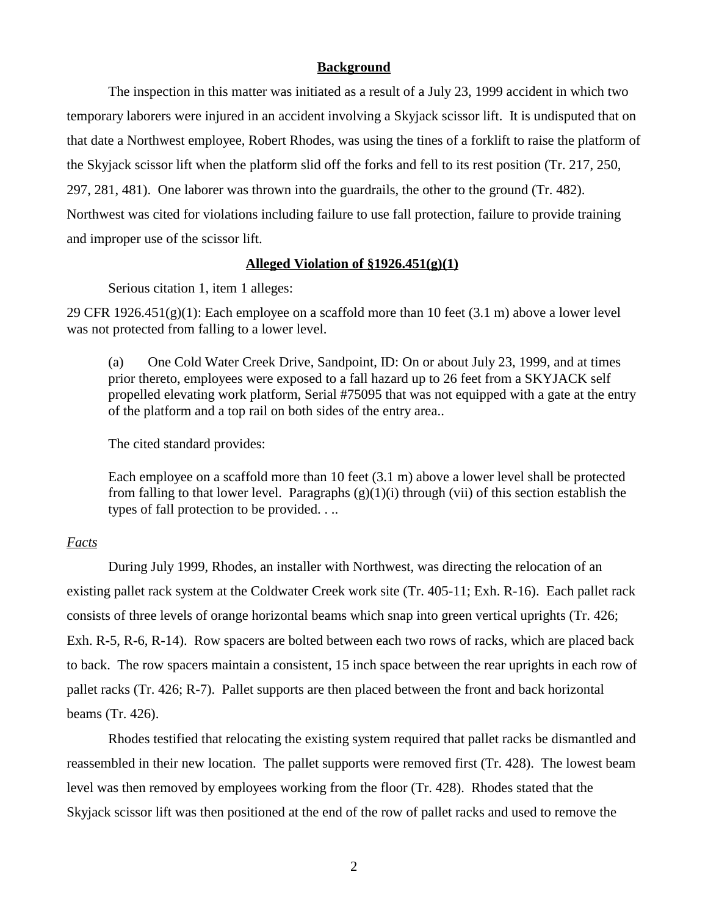## Background

The inspection in this matter was initiated as a result of a July 23, 1999 accident in which two temporary laborers were injured in an accident involving a Skyjack scissor lift. It is undisputed that on that date a Northwest employee, Robert Rhodes, was using the tines of a forklift to raise the platform of the Skyjack scissor lift when the platform slid off the forks and fell to its rest position (Tr. 217, 250, 297, 281, 481). One laborer was thrown into the guardrails, the other to the ground (Tr. 482). Northwest was cited for violations including failure to use fall protection, failure to provide training and improper use of the scissor lift.

## Alleged Violation of §1926.451(g)(1)

Serious citation 1, item 1 alleges:

29 CFR 1926.451(g)(1): Each employee on a scaffold more than 10 feet (3.1 m) above a lower level was not protected from falling to a lower level.

> (a) One Cold Water Creek Drive, Sandpoint, ID: On or about July 23, 1999, and at times prior thereto, employees were exposed to a fall hazard up to 26 feet from a SKYJACK self propelled elevating work platform, Serial #75095 that was not equipped with a gate at the entry of the platform and a top rail on both sides of the entry area..

The cited standard provides:

> Each employee on a scaffold more than 10 feet (3.1 m) above a lower level shall be protected from falling to that lower level. Paragraphs (g)(1)(i) through (vii) of this section establish the types of fall protection to be provided. . ..

*Facts*

During July 1999, Rhodes, an installer with Northwest, was directing the relocation of an existing pallet rack system at the Coldwater Creek work site (Tr. 405-11; Exh. R-16). Each pallet rack consists of three levels of orange horizontal beams which snap into green vertical uprights (Tr. 426; Exh. R-5, R-6, R-14). Row spacers are bolted between each two rows of racks, which are placed back to back. The row spacers maintain a consistent, 15 inch space between the rear uprights in each row of pallet racks (Tr. 426; R-7). Pallet supports are then placed between the front and back horizontal beams (Tr. 426).

Rhodes testified that relocating the existing system required that pallet racks be dismantled and reassembled in their new location. The pallet supports were removed first (Tr. 428). The lowest beam level was then removed by employees working from the floor (Tr. 428). Rhodes stated that the Skyjack scissor lift was then positioned at the end of the row of pallet racks and used to remove the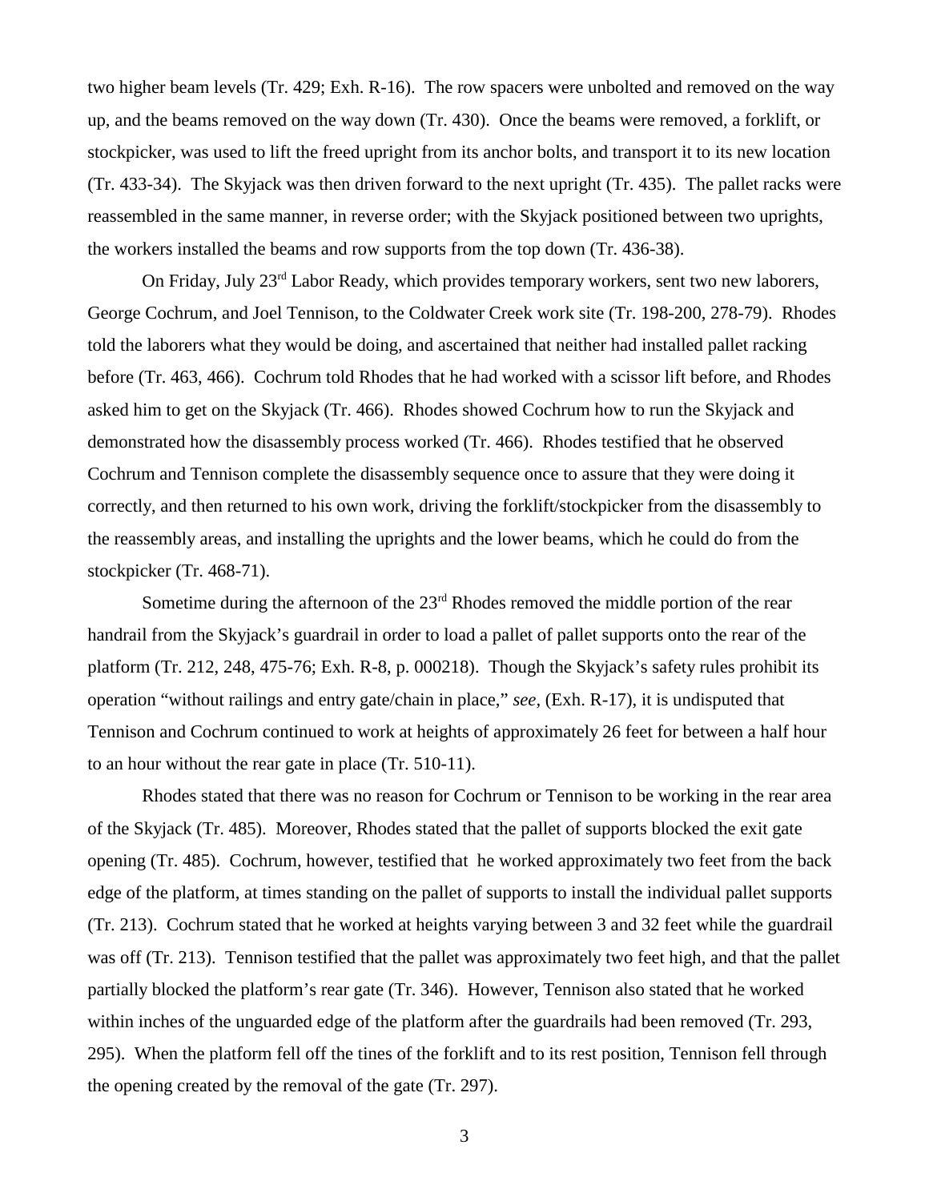two higher beam levels (Tr. 429; Exh. R-16). The row spacers were unbolted and removed on the way up, and the beams removed on the way down (Tr. 430). Once the beams were removed, a forklift, or stockpicker, was used to lift the freed upright from its anchor bolts, and transport it to its new location (Tr. 433-34). The Skyjack was then driven forward to the next upright (Tr. 435). The pallet racks were reassembled in the same manner, in reverse order; with the Skyjack positioned between two uprights, the workers installed the beams and row supports from the top down (Tr. 436-38).

On Friday, July 23rd Labor Ready, which provides temporary workers, sent two new laborers, George Cochrum, and Joel Tennison, to the Coldwater Creek work site (Tr. 198-200, 278-79). Rhodes told the laborers what they would be doing, and ascertained that neither had installed pallet racking before (Tr. 463, 466). Cochrum told Rhodes that he had worked with a scissor lift before, and Rhodes asked him to get on the Skyjack (Tr. 466). Rhodes showed Cochrum how to run the Skyjack and demonstrated how the disassembly process worked (Tr. 466). Rhodes testified that he observed Cochrum and Tennison complete the disassembly sequence once to assure that they were doing it correctly, and then returned to his own work, driving the forklift/stockpicker from the disassembly to the reassembly areas, and installing the uprights and the lower beams, which he could do from the stockpicker (Tr. 468-71).

Sometime during the afternoon of the 23rd Rhodes removed the middle portion of the rear handrail from the Skyjack's guardrail in order to load a pallet of pallet supports onto the rear of the platform (Tr. 212, 248, 475-76; Exh. R-8, p. 000218). Though the Skyjack's safety rules prohibit its operation "without railings and entry gate/chain in place," *see,* (Exh. R-17), it is undisputed that Tennison and Cochrum continued to work at heights of approximately 26 feet for between a half hour to an hour without the rear gate in place (Tr. 510-11).

Rhodes stated that there was no reason for Cochrum or Tennison to be working in the rear area of the Skyjack (Tr. 485). Moreover, Rhodes stated that the pallet of supports blocked the exit gate opening (Tr. 485). Cochrum, however, testified that he worked approximately two feet from the back edge of the platform, at times standing on the pallet of supports to install the individual pallet supports (Tr. 213). Cochrum stated that he worked at heights varying between 3 and 32 feet while the guardrail was off (Tr. 213). Tennison testified that the pallet was approximately two feet high, and that the pallet partially blocked the platform's rear gate (Tr. 346). However, Tennison also stated that he worked within inches of the unguarded edge of the platform after the guardrails had been removed (Tr. 293, 295). When the platform fell off the tines of the forklift and to its rest position, Tennison fell through the opening created by the removal of the gate (Tr. 297).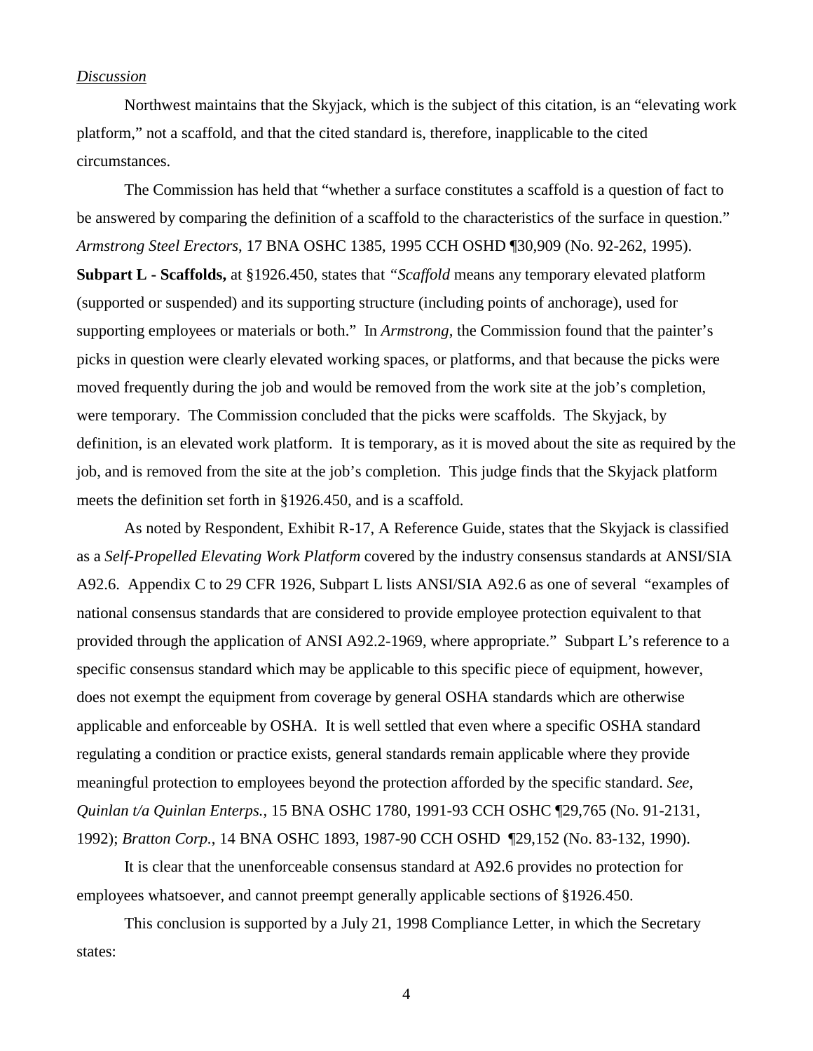*Discussion*

Northwest maintains that the Skyjack, which is the subject of this citation, is an "elevating work platform," not a scaffold, and that the cited standard is, therefore, inapplicable to the cited circumstances.

The Commission has held that "whether a surface constitutes a scaffold is a question of fact to be answered by comparing the definition of a scaffold to the characteristics of the surface in question." *Armstrong Steel Erectors*, 17 BNA OSHC 1385, 1995 CCH OSHD ¶30,909 (No. 92-262, 1995). **Subpart L - Scaffolds,** at §1926.450, states that *"Scaffold* means any temporary elevated platform (supported or suspended) and its supporting structure (including points of anchorage), used for supporting employees or materials or both." In *Armstrong*, the Commission found that the painter's picks in question were clearly elevated working spaces, or platforms, and that because the picks were moved frequently during the job and would be removed from the work site at the job's completion, were temporary. The Commission concluded that the picks were scaffolds. The Skyjack, by definition, is an elevated work platform. It is temporary, as it is moved about the site as required by the job, and is removed from the site at the job's completion. This judge finds that the Skyjack platform meets the definition set forth in §1926.450, and is a scaffold.

As noted by Respondent, Exhibit R-17, A Reference Guide, states that the Skyjack is classified as a *Self-Propelled Elevating Work Platform* covered by the industry consensus standards at ANSI/SIA A92.6. Appendix C to 29 CFR 1926, Subpart L lists ANSI/SIA A92.6 as one of several "examples of national consensus standards that are considered to provide employee protection equivalent to that provided through the application of ANSI A92.2-1969, where appropriate." Subpart L's reference to a specific consensus standard which may be applicable to this specific piece of equipment, however, does not exempt the equipment from coverage by general OSHA standards which are otherwise applicable and enforceable by OSHA. It is well settled that even where a specific OSHA standard regulating a condition or practice exists, general standards remain applicable where they provide meaningful protection to employees beyond the protection afforded by the specific standard. *See, Quinlan t/a Quinlan Enterps.*, 15 BNA OSHC 1780, 1991-93 CCH OSHC ¶29,765 (No. 91-2131, 1992); *Bratton Corp.*, 14 BNA OSHC 1893, 1987-90 CCH OSHD ¶29,152 (No. 83-132, 1990).

It is clear that the unenforceable consensus standard at A92.6 provides no protection for employees whatsoever, and cannot preempt generally applicable sections of §1926.450.

This conclusion is supported by a July 21, 1998 Compliance Letter, in which the Secretary states: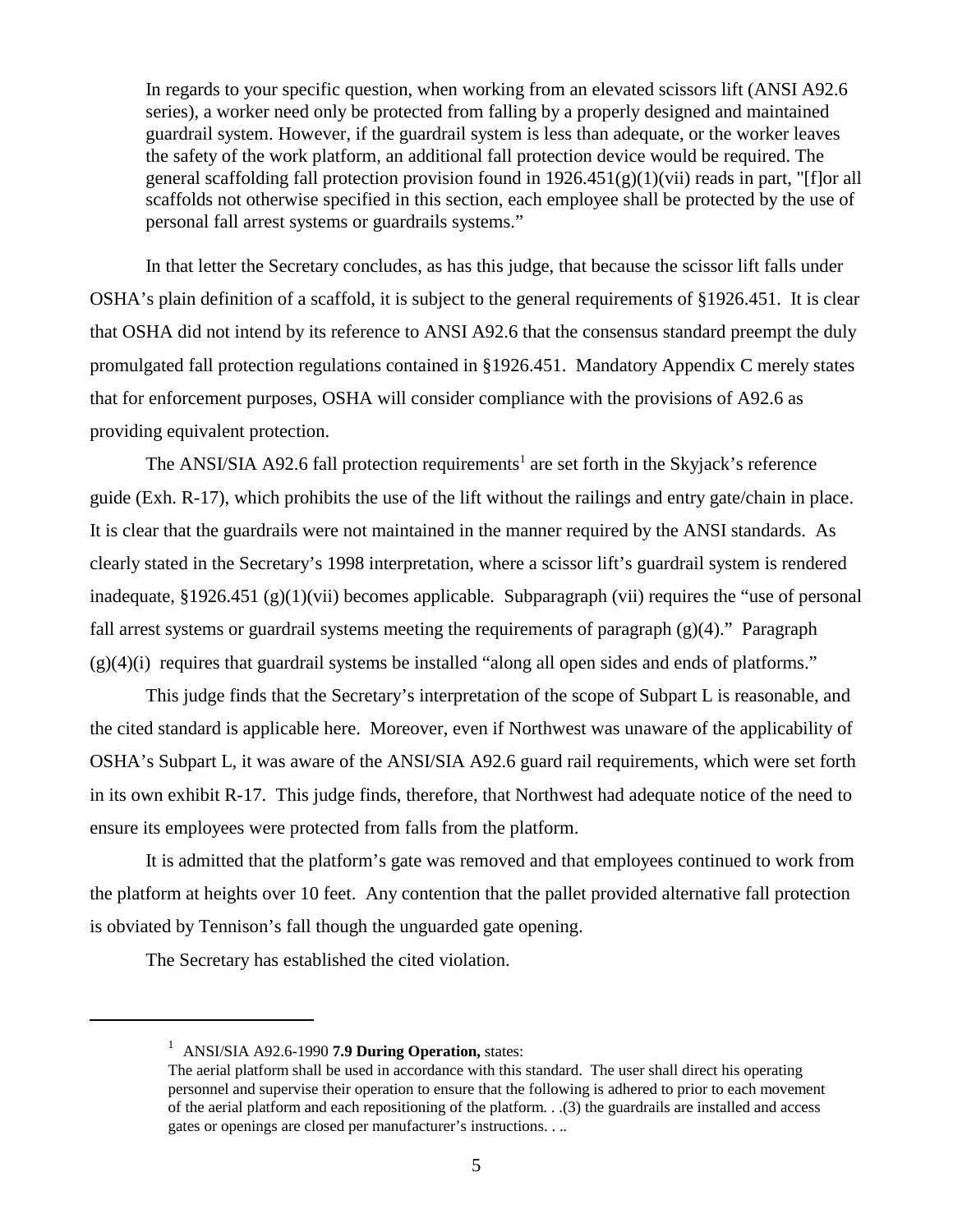> In regards to your specific question, when working from an elevated scissors lift (ANSI A92.6 series), a worker need only be protected from falling by a properly designed and maintained guardrail system. However, if the guardrail system is less than adequate, or the worker leaves the safety of the work platform, an additional fall protection device would be required. The general scaffolding fall protection provision found in 1926.451(g)(1)(vii) reads in part, "[f]or all scaffolds not otherwise specified in this section, each employee shall be protected by the use of personal fall arrest systems or guardrails systems."

In that letter the Secretary concludes, as has this judge, that because the scissor lift falls under OSHA's plain definition of a scaffold, it is subject to the general requirements of §1926.451. It is clear that OSHA did not intend by its reference to ANSI A92.6 that the consensus standard preempt the duly promulgated fall protection regulations contained in §1926.451. Mandatory Appendix C merely states that for enforcement purposes, OSHA will consider compliance with the provisions of A92.6 as providing equivalent protection.

The ANSI/SIA A92.6 fall protection requirements[1] are set forth in the Skyjack's reference guide (Exh. R-17), which prohibits the use of the lift without the railings and entry gate/chain in place. It is clear that the guardrails were not maintained in the manner required by the ANSI standards. As clearly stated in the Secretary's 1998 interpretation, where a scissor lift's guardrail system is rendered inadequate, §1926.451 (g)(1)(vii) becomes applicable. Subparagraph (vii) requires the "use of personal fall arrest systems or guardrail systems meeting the requirements of paragraph (g)(4)." Paragraph (g)(4)(i) requires that guardrail systems be installed "along all open sides and ends of platforms."

This judge finds that the Secretary's interpretation of the scope of Subpart L is reasonable, and the cited standard is applicable here. Moreover, even if Northwest was unaware of the applicability of OSHA's Subpart L, it was aware of the ANSI/SIA A92.6 guard rail requirements, which were set forth in its own exhibit R-17. This judge finds, therefore, that Northwest had adequate notice of the need to ensure its employees were protected from falls from the platform.

It is admitted that the platform's gate was removed and that employees continued to work from the platform at heights over 10 feet. Any contention that the pallet provided alternative fall protection is obviated by Tennison's fall though the unguarded gate opening.

The Secretary has established the cited violation.

---

[1] ANSI/SIA A92.6-1990 **7.9 During Operation,** states:
The aerial platform shall be used in accordance with this standard. The user shall direct his operating personnel and supervise their operation to ensure that the following is adhered to prior to each movement of the aerial platform and each repositioning of the platform. . .(3) the guardrails are installed and access gates or openings are closed per manufacturer's instructions. . ..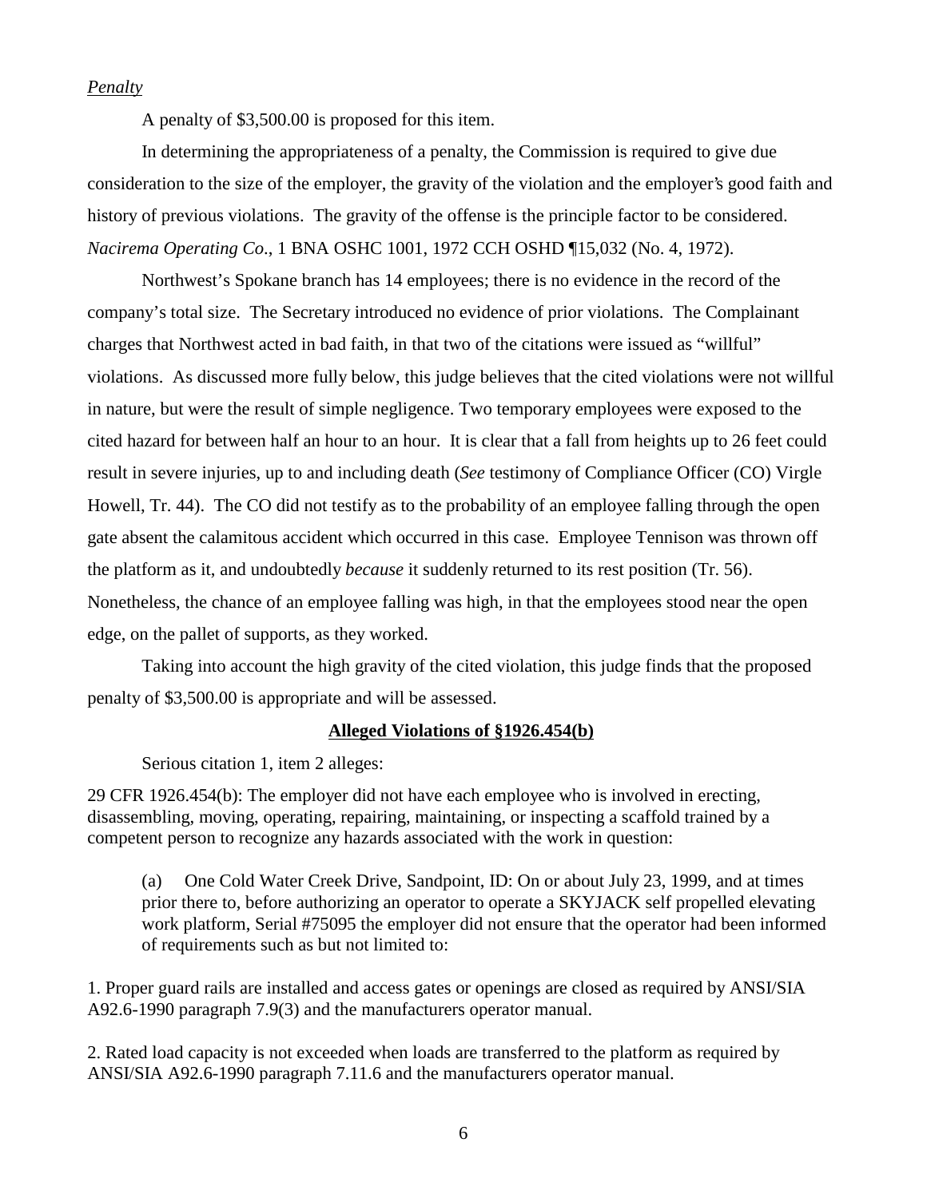*Penalty*

A penalty of $3,500.00 is proposed for this item.

In determining the appropriateness of a penalty, the Commission is required to give due consideration to the size of the employer, the gravity of the violation and the employer's good faith and history of previous violations. The gravity of the offense is the principle factor to be considered. *Nacirema Operating Co*., 1 BNA OSHC 1001, 1972 CCH OSHD ¶15,032 (No. 4, 1972).

Northwest's Spokane branch has 14 employees; there is no evidence in the record of the company's total size. The Secretary introduced no evidence of prior violations. The Complainant charges that Northwest acted in bad faith, in that two of the citations were issued as "willful" violations. As discussed more fully below, this judge believes that the cited violations were not willful in nature, but were the result of simple negligence. Two temporary employees were exposed to the cited hazard for between half an hour to an hour. It is clear that a fall from heights up to 26 feet could result in severe injuries, up to and including death (*See* testimony of Compliance Officer (CO) Virgle Howell, Tr. 44). The CO did not testify as to the probability of an employee falling through the open gate absent the calamitous accident which occurred in this case. Employee Tennison was thrown off the platform as it, and undoubtedly *because* it suddenly returned to its rest position (Tr. 56). Nonetheless, the chance of an employee falling was high, in that the employees stood near the open edge, on the pallet of supports, as they worked.

Taking into account the high gravity of the cited violation, this judge finds that the proposed penalty of $3,500.00 is appropriate and will be assessed.

**Alleged Violations of §1926.454(b)**

Serious citation 1, item 2 alleges:

29 CFR 1926.454(b): The employer did not have each employee who is involved in erecting, disassembling, moving, operating, repairing, maintaining, or inspecting a scaffold trained by a competent person to recognize any hazards associated with the work in question:

> (a) One Cold Water Creek Drive, Sandpoint, ID: On or about July 23, 1999, and at times prior there to, before authorizing an operator to operate a SKYJACK self propelled elevating work platform, Serial #75095 the employer did not ensure that the operator had been informed of requirements such as but not limited to:

1. Proper guard rails are installed and access gates or openings are closed as required by ANSI/SIA A92.6-1990 paragraph 7.9(3) and the manufacturers operator manual.

2. Rated load capacity is not exceeded when loads are transferred to the platform as required by ANSI/SIA A92.6-1990 paragraph 7.11.6 and the manufacturers operator manual.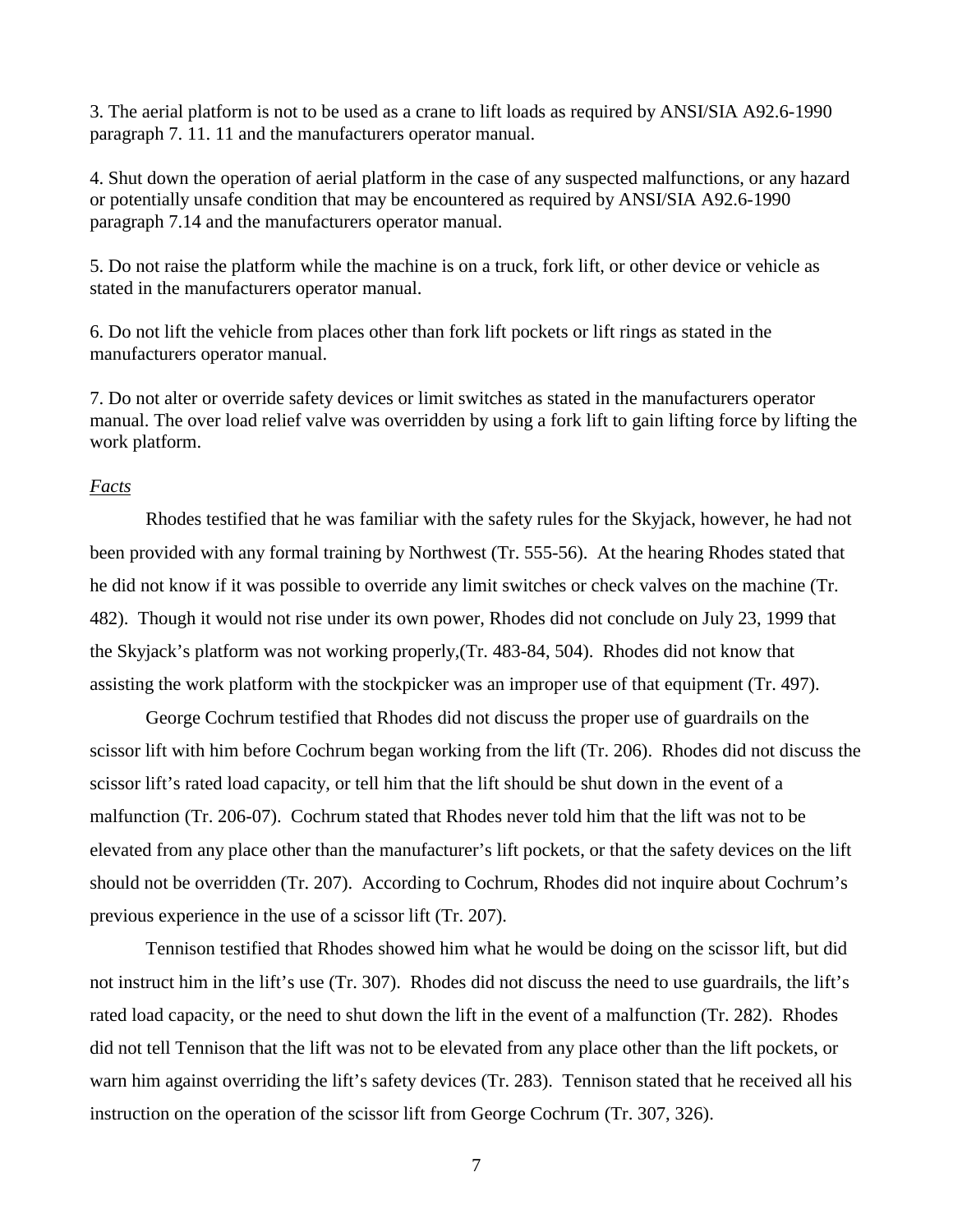3. The aerial platform is not to be used as a crane to lift loads as required by ANSI/SIA A92.6-1990 paragraph 7. 11. 11 and the manufacturers operator manual.

4. Shut down the operation of aerial platform in the case of any suspected malfunctions, or any hazard or potentially unsafe condition that may be encountered as required by ANSI/SIA A92.6-1990 paragraph 7.14 and the manufacturers operator manual.

5. Do not raise the platform while the machine is on a truck, fork lift, or other device or vehicle as stated in the manufacturers operator manual.

6. Do not lift the vehicle from places other than fork lift pockets or lift rings as stated in the manufacturers operator manual.

7. Do not alter or override safety devices or limit switches as stated in the manufacturers operator manual. The over load relief valve was overridden by using a fork lift to gain lifting force by lifting the work platform.

*Facts*

Rhodes testified that he was familiar with the safety rules for the Skyjack, however, he had not been provided with any formal training by Northwest (Tr. 555-56). At the hearing Rhodes stated that he did not know if it was possible to override any limit switches or check valves on the machine (Tr. 482). Though it would not rise under its own power, Rhodes did not conclude on July 23, 1999 that the Skyjack's platform was not working properly,(Tr. 483-84, 504). Rhodes did not know that assisting the work platform with the stockpicker was an improper use of that equipment (Tr. 497).

George Cochrum testified that Rhodes did not discuss the proper use of guardrails on the scissor lift with him before Cochrum began working from the lift (Tr. 206). Rhodes did not discuss the scissor lift's rated load capacity, or tell him that the lift should be shut down in the event of a malfunction (Tr. 206-07). Cochrum stated that Rhodes never told him that the lift was not to be elevated from any place other than the manufacturer's lift pockets, or that the safety devices on the lift should not be overridden (Tr. 207). According to Cochrum, Rhodes did not inquire about Cochrum's previous experience in the use of a scissor lift (Tr. 207).

Tennison testified that Rhodes showed him what he would be doing on the scissor lift, but did not instruct him in the lift's use (Tr. 307). Rhodes did not discuss the need to use guardrails, the lift's rated load capacity, or the need to shut down the lift in the event of a malfunction (Tr. 282). Rhodes did not tell Tennison that the lift was not to be elevated from any place other than the lift pockets, or warn him against overriding the lift's safety devices (Tr. 283). Tennison stated that he received all his instruction on the operation of the scissor lift from George Cochrum (Tr. 307, 326).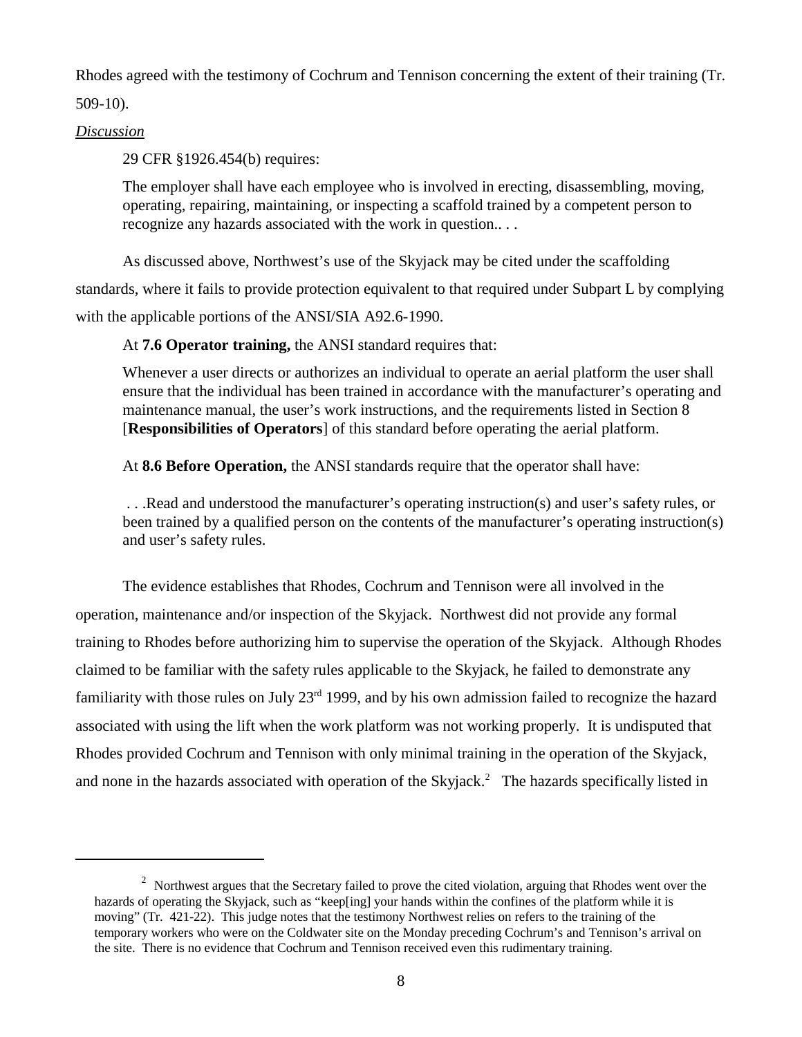Rhodes agreed with the testimony of Cochrum and Tennison concerning the extent of their training (Tr. 509-10).

*Discussion*

29 CFR §1926.454(b) requires:

> The employer shall have each employee who is involved in erecting, disassembling, moving, operating, repairing, maintaining, or inspecting a scaffold trained by a competent person to recognize any hazards associated with the work in question.. . .

As discussed above, Northwest's use of the Skyjack may be cited under the scaffolding standards, where it fails to provide protection equivalent to that required under Subpart L by complying with the applicable portions of the ANSI/SIA A92.6-1990.

At **7.6 Operator training,** the ANSI standard requires that:

> Whenever a user directs or authorizes an individual to operate an aerial platform the user shall ensure that the individual has been trained in accordance with the manufacturer's operating and maintenance manual, the user's work instructions, and the requirements listed in Section 8 [**Responsibilities of Operators**] of this standard before operating the aerial platform.

At **8.6 Before Operation,** the ANSI standards require that the operator shall have:

> . . .Read and understood the manufacturer's operating instruction(s) and user's safety rules, or been trained by a qualified person on the contents of the manufacturer's operating instruction(s) and user's safety rules.

The evidence establishes that Rhodes, Cochrum and Tennison were all involved in the operation, maintenance and/or inspection of the Skyjack. Northwest did not provide any formal training to Rhodes before authorizing him to supervise the operation of the Skyjack. Although Rhodes claimed to be familiar with the safety rules applicable to the Skyjack, he failed to demonstrate any familiarity with those rules on July 23rd 1999, and by his own admission failed to recognize the hazard associated with using the lift when the work platform was not working properly. It is undisputed that Rhodes provided Cochrum and Tennison with only minimal training in the operation of the Skyjack, and none in the hazards associated with operation of the Skyjack.[2] The hazards specifically listed in

---

[2] Northwest argues that the Secretary failed to prove the cited violation, arguing that Rhodes went over the hazards of operating the Skyjack, such as "keep[ing] your hands within the confines of the platform while it is moving" (Tr. 421-22). This judge notes that the testimony Northwest relies on refers to the training of the temporary workers who were on the Coldwater site on the Monday preceding Cochrum's and Tennison's arrival on the site. There is no evidence that Cochrum and Tennison received even this rudimentary training.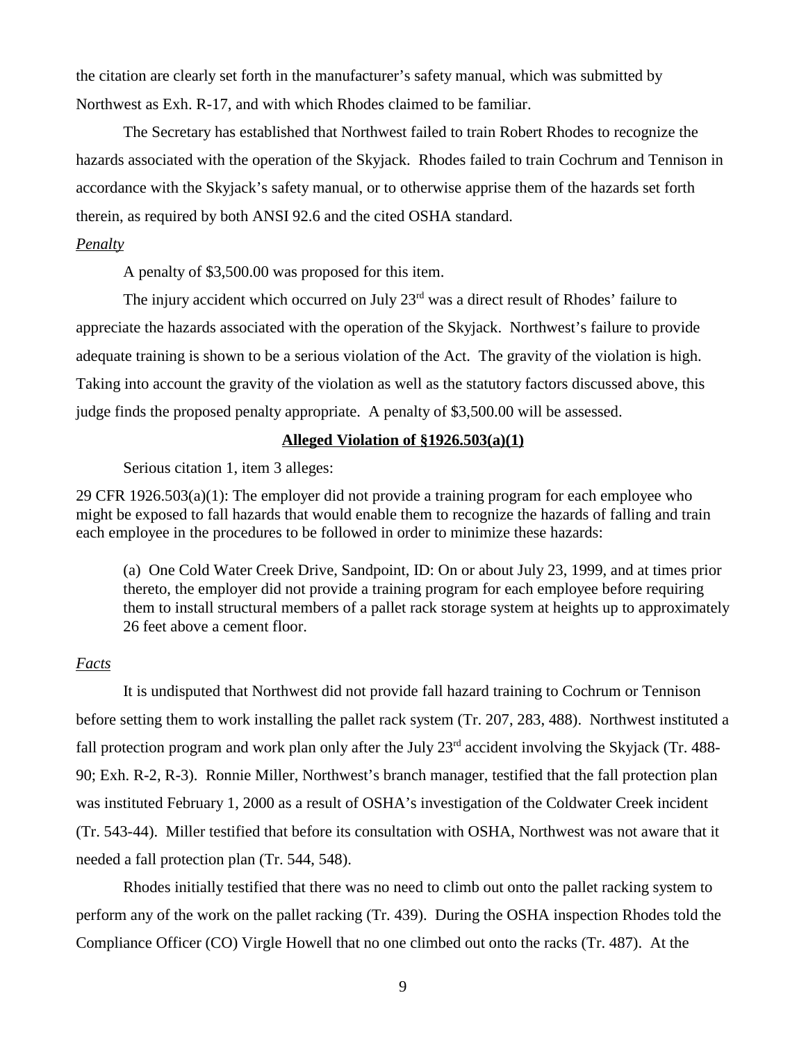the citation are clearly set forth in the manufacturer's safety manual, which was submitted by Northwest as Exh. R-17, and with which Rhodes claimed to be familiar.

The Secretary has established that Northwest failed to train Robert Rhodes to recognize the hazards associated with the operation of the Skyjack. Rhodes failed to train Cochrum and Tennison in accordance with the Skyjack's safety manual, or to otherwise apprise them of the hazards set forth therein, as required by both ANSI 92.6 and the cited OSHA standard.

*Penalty*

A penalty of $3,500.00 was proposed for this item.

The injury accident which occurred on July 23rd was a direct result of Rhodes' failure to appreciate the hazards associated with the operation of the Skyjack. Northwest's failure to provide adequate training is shown to be a serious violation of the Act. The gravity of the violation is high. Taking into account the gravity of the violation as well as the statutory factors discussed above, this judge finds the proposed penalty appropriate. A penalty of $3,500.00 will be assessed.

**Alleged Violation of §1926.503(a)(1)**

Serious citation 1, item 3 alleges:

29 CFR 1926.503(a)(1): The employer did not provide a training program for each employee who might be exposed to fall hazards that would enable them to recognize the hazards of falling and train each employee in the procedures to be followed in order to minimize these hazards:

> (a) One Cold Water Creek Drive, Sandpoint, ID: On or about July 23, 1999, and at times prior thereto, the employer did not provide a training program for each employee before requiring them to install structural members of a pallet rack storage system at heights up to approximately 26 feet above a cement floor.

*Facts*

It is undisputed that Northwest did not provide fall hazard training to Cochrum or Tennison before setting them to work installing the pallet rack system (Tr. 207, 283, 488). Northwest instituted a fall protection program and work plan only after the July 23rd accident involving the Skyjack (Tr. 488-90; Exh. R-2, R-3). Ronnie Miller, Northwest's branch manager, testified that the fall protection plan was instituted February 1, 2000 as a result of OSHA's investigation of the Coldwater Creek incident (Tr. 543-44). Miller testified that before its consultation with OSHA, Northwest was not aware that it needed a fall protection plan (Tr. 544, 548).

Rhodes initially testified that there was no need to climb out onto the pallet racking system to perform any of the work on the pallet racking (Tr. 439). During the OSHA inspection Rhodes told the Compliance Officer (CO) Virgle Howell that no one climbed out onto the racks (Tr. 487). At the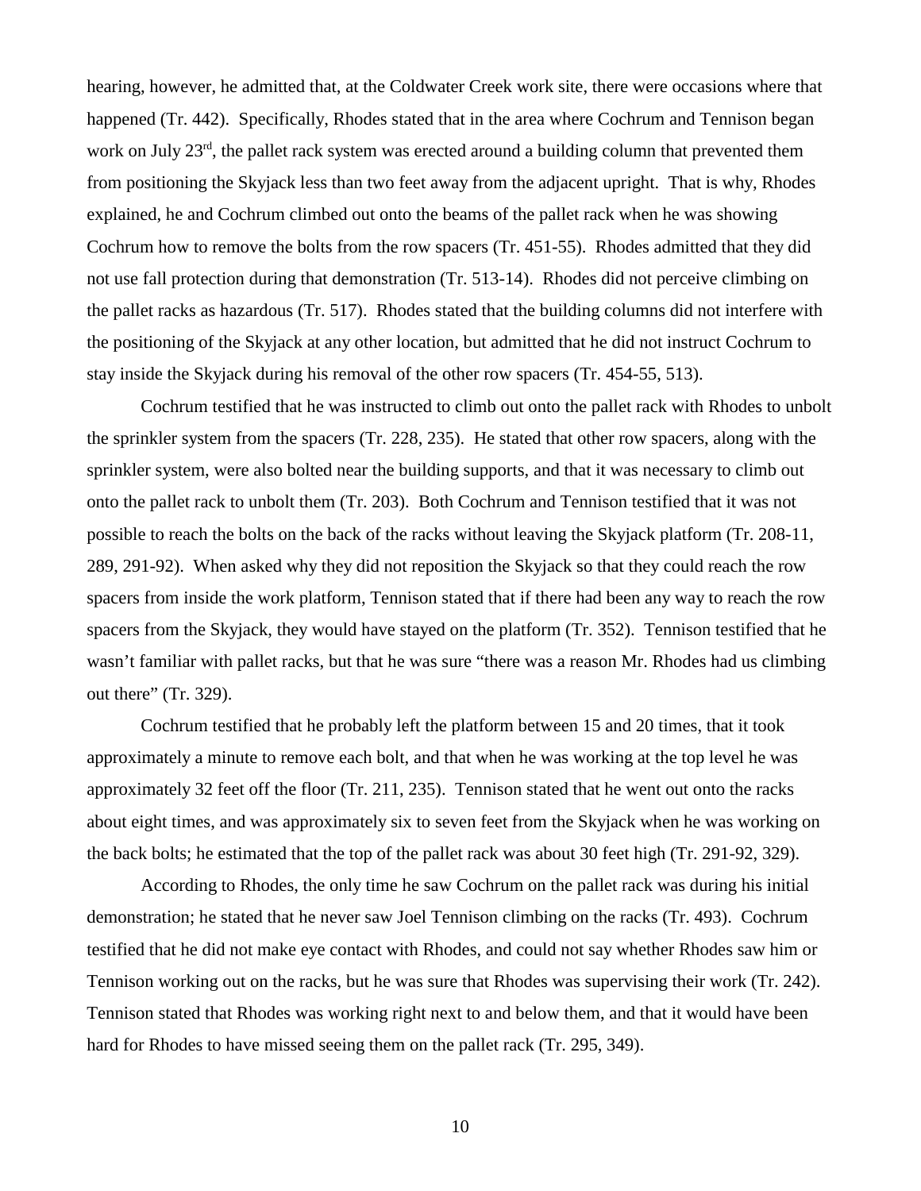hearing, however, he admitted that, at the Coldwater Creek work site, there were occasions where that happened (Tr. 442). Specifically, Rhodes stated that in the area where Cochrum and Tennison began work on July 23rd, the pallet rack system was erected around a building column that prevented them from positioning the Skyjack less than two feet away from the adjacent upright. That is why, Rhodes explained, he and Cochrum climbed out onto the beams of the pallet rack when he was showing Cochrum how to remove the bolts from the row spacers (Tr. 451-55). Rhodes admitted that they did not use fall protection during that demonstration (Tr. 513-14). Rhodes did not perceive climbing on the pallet racks as hazardous (Tr. 517). Rhodes stated that the building columns did not interfere with the positioning of the Skyjack at any other location, but admitted that he did not instruct Cochrum to stay inside the Skyjack during his removal of the other row spacers (Tr. 454-55, 513).

Cochrum testified that he was instructed to climb out onto the pallet rack with Rhodes to unbolt the sprinkler system from the spacers (Tr. 228, 235). He stated that other row spacers, along with the sprinkler system, were also bolted near the building supports, and that it was necessary to climb out onto the pallet rack to unbolt them (Tr. 203). Both Cochrum and Tennison testified that it was not possible to reach the bolts on the back of the racks without leaving the Skyjack platform (Tr. 208-11, 289, 291-92). When asked why they did not reposition the Skyjack so that they could reach the row spacers from inside the work platform, Tennison stated that if there had been any way to reach the row spacers from the Skyjack, they would have stayed on the platform (Tr. 352). Tennison testified that he wasn't familiar with pallet racks, but that he was sure "there was a reason Mr. Rhodes had us climbing out there" (Tr. 329).

Cochrum testified that he probably left the platform between 15 and 20 times, that it took approximately a minute to remove each bolt, and that when he was working at the top level he was approximately 32 feet off the floor (Tr. 211, 235). Tennison stated that he went out onto the racks about eight times, and was approximately six to seven feet from the Skyjack when he was working on the back bolts; he estimated that the top of the pallet rack was about 30 feet high (Tr. 291-92, 329).

According to Rhodes, the only time he saw Cochrum on the pallet rack was during his initial demonstration; he stated that he never saw Joel Tennison climbing on the racks (Tr. 493). Cochrum testified that he did not make eye contact with Rhodes, and could not say whether Rhodes saw him or Tennison working out on the racks, but he was sure that Rhodes was supervising their work (Tr. 242). Tennison stated that Rhodes was working right next to and below them, and that it would have been hard for Rhodes to have missed seeing them on the pallet rack (Tr. 295, 349).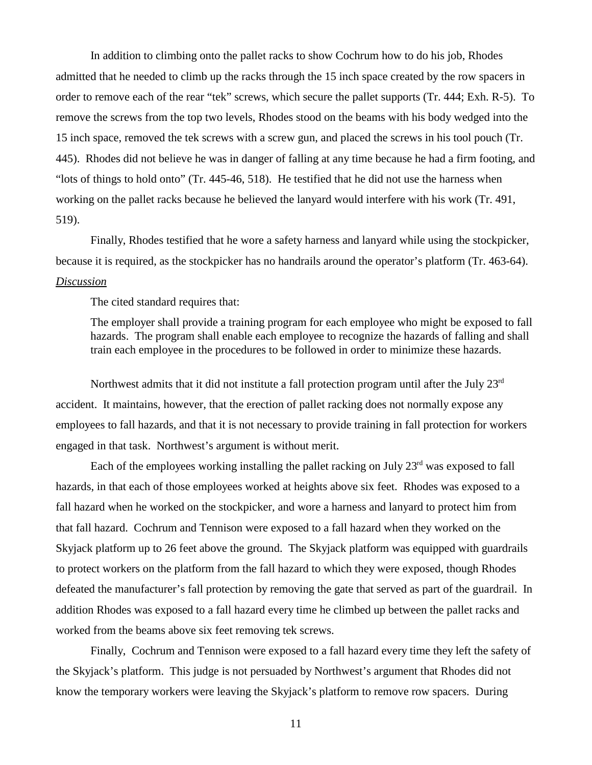In addition to climbing onto the pallet racks to show Cochrum how to do his job, Rhodes admitted that he needed to climb up the racks through the 15 inch space created by the row spacers in order to remove each of the rear "tek" screws, which secure the pallet supports (Tr. 444; Exh. R-5). To remove the screws from the top two levels, Rhodes stood on the beams with his body wedged into the 15 inch space, removed the tek screws with a screw gun, and placed the screws in his tool pouch (Tr. 445). Rhodes did not believe he was in danger of falling at any time because he had a firm footing, and "lots of things to hold onto" (Tr. 445-46, 518). He testified that he did not use the harness when working on the pallet racks because he believed the lanyard would interfere with his work (Tr. 491, 519).

Finally, Rhodes testified that he wore a safety harness and lanyard while using the stockpicker, because it is required, as the stockpicker has no handrails around the operator's platform (Tr. 463-64).

*Discussion*

The cited standard requires that:

> The employer shall provide a training program for each employee who might be exposed to fall hazards. The program shall enable each employee to recognize the hazards of falling and shall train each employee in the procedures to be followed in order to minimize these hazards.

Northwest admits that it did not institute a fall protection program until after the July 23rd accident. It maintains, however, that the erection of pallet racking does not normally expose any employees to fall hazards, and that it is not necessary to provide training in fall protection for workers engaged in that task. Northwest's argument is without merit.

Each of the employees working installing the pallet racking on July 23rd was exposed to fall hazards, in that each of those employees worked at heights above six feet. Rhodes was exposed to a fall hazard when he worked on the stockpicker, and wore a harness and lanyard to protect him from that fall hazard. Cochrum and Tennison were exposed to a fall hazard when they worked on the Skyjack platform up to 26 feet above the ground. The Skyjack platform was equipped with guardrails to protect workers on the platform from the fall hazard to which they were exposed, though Rhodes defeated the manufacturer's fall protection by removing the gate that served as part of the guardrail. In addition Rhodes was exposed to a fall hazard every time he climbed up between the pallet racks and worked from the beams above six feet removing tek screws.

Finally, Cochrum and Tennison were exposed to a fall hazard every time they left the safety of the Skyjack's platform. This judge is not persuaded by Northwest's argument that Rhodes did not know the temporary workers were leaving the Skyjack's platform to remove row spacers. During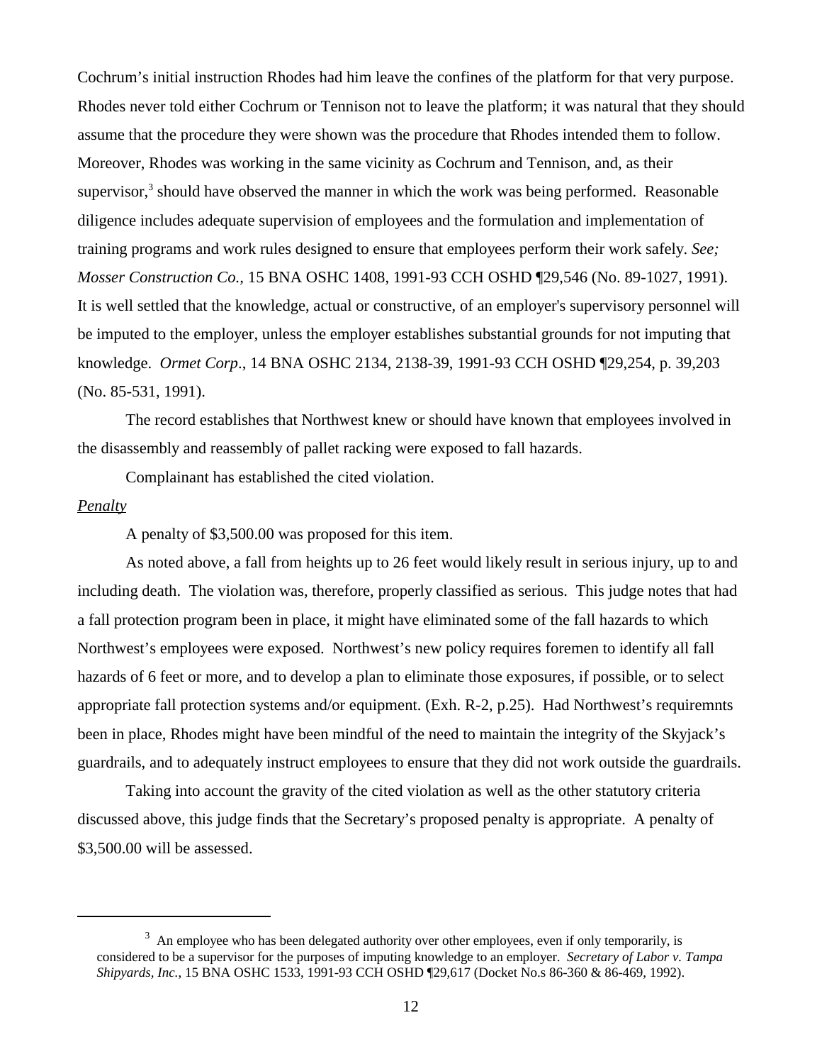Cochrum's initial instruction Rhodes had him leave the confines of the platform for that very purpose. Rhodes never told either Cochrum or Tennison not to leave the platform; it was natural that they should assume that the procedure they were shown was the procedure that Rhodes intended them to follow. Moreover, Rhodes was working in the same vicinity as Cochrum and Tennison, and, as their supervisor,[3] should have observed the manner in which the work was being performed. Reasonable diligence includes adequate supervision of employees and the formulation and implementation of training programs and work rules designed to ensure that employees perform their work safely. *See; Mosser Construction Co.,* 15 BNA OSHC 1408, 1991-93 CCH OSHD ¶29,546 (No. 89-1027, 1991). It is well settled that the knowledge, actual or constructive, of an employer's supervisory personnel will be imputed to the employer, unless the employer establishes substantial grounds for not imputing that knowledge. *Ormet Corp*., 14 BNA OSHC 2134, 2138-39, 1991-93 CCH OSHD ¶29,254, p. 39,203 (No. 85-531, 1991).

The record establishes that Northwest knew or should have known that employees involved in the disassembly and reassembly of pallet racking were exposed to fall hazards.

Complainant has established the cited violation.

*Penalty*

A penalty of $3,500.00 was proposed for this item.

As noted above, a fall from heights up to 26 feet would likely result in serious injury, up to and including death. The violation was, therefore, properly classified as serious. This judge notes that had a fall protection program been in place, it might have eliminated some of the fall hazards to which Northwest's employees were exposed. Northwest's new policy requires foremen to identify all fall hazards of 6 feet or more, and to develop a plan to eliminate those exposures, if possible, or to select appropriate fall protection systems and/or equipment. (Exh. R-2, p.25). Had Northwest's requiremnts been in place, Rhodes might have been mindful of the need to maintain the integrity of the Skyjack's guardrails, and to adequately instruct employees to ensure that they did not work outside the guardrails.

Taking into account the gravity of the cited violation as well as the other statutory criteria discussed above, this judge finds that the Secretary's proposed penalty is appropriate. A penalty of $3,500.00 will be assessed.

---

[3] An employee who has been delegated authority over other employees, even if only temporarily, is considered to be a supervisor for the purposes of imputing knowledge to an employer. *Secretary of Labor v. Tampa Shipyards, Inc.,* 15 BNA OSHC 1533, 1991-93 CCH OSHD ¶29,617 (Docket No.s 86-360 & 86-469, 1992).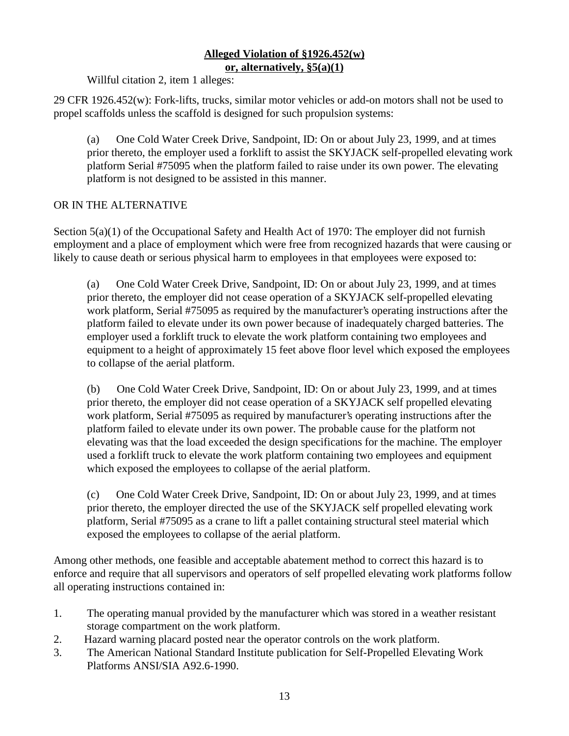**Alleged Violation of §1926.452(w)**
**or, alternatively, §5(a)(1)**

Willful citation 2, item 1 alleges:

29 CFR 1926.452(w): Fork-lifts, trucks, similar motor vehicles or add-on motors shall not be used to propel scaffolds unless the scaffold is designed for such propulsion systems:

> (a) One Cold Water Creek Drive, Sandpoint, ID: On or about July 23, 1999, and at times prior thereto, the employer used a forklift to assist the SKYJACK self-propelled elevating work platform Serial #75095 when the platform failed to raise under its own power. The elevating platform is not designed to be assisted in this manner.

OR IN THE ALTERNATIVE

Section 5(a)(1) of the Occupational Safety and Health Act of 1970: The employer did not furnish employment and a place of employment which were free from recognized hazards that were causing or likely to cause death or serious physical harm to employees in that employees were exposed to:

> (a) One Cold Water Creek Drive, Sandpoint, ID: On or about July 23, 1999, and at times prior thereto, the employer did not cease operation of a SKYJACK self-propelled elevating work platform, Serial #75095 as required by the manufacturer's operating instructions after the platform failed to elevate under its own power because of inadequately charged batteries. The employer used a forklift truck to elevate the work platform containing two employees and equipment to a height of approximately 15 feet above floor level which exposed the employees to collapse of the aerial platform.
>
> (b) One Cold Water Creek Drive, Sandpoint, ID: On or about July 23, 1999, and at times prior thereto, the employer did not cease operation of a SKYJACK self propelled elevating work platform, Serial #75095 as required by manufacturer's operating instructions after the platform failed to elevate under its own power. The probable cause for the platform not elevating was that the load exceeded the design specifications for the machine. The employer used a forklift truck to elevate the work platform containing two employees and equipment which exposed the employees to collapse of the aerial platform.
>
> (c) One Cold Water Creek Drive, Sandpoint, ID: On or about July 23, 1999, and at times prior thereto, the employer directed the use of the SKYJACK self propelled elevating work platform, Serial #75095 as a crane to lift a pallet containing structural steel material which exposed the employees to collapse of the aerial platform.

Among other methods, one feasible and acceptable abatement method to correct this hazard is to enforce and require that all supervisors and operators of self propelled elevating work platforms follow all operating instructions contained in:

1. The operating manual provided by the manufacturer which was stored in a weather resistant storage compartment on the work platform.
2. Hazard warning placard posted near the operator controls on the work platform.
3. The American National Standard Institute publication for Self-Propelled Elevating Work Platforms ANSI/SIA A92.6-1990.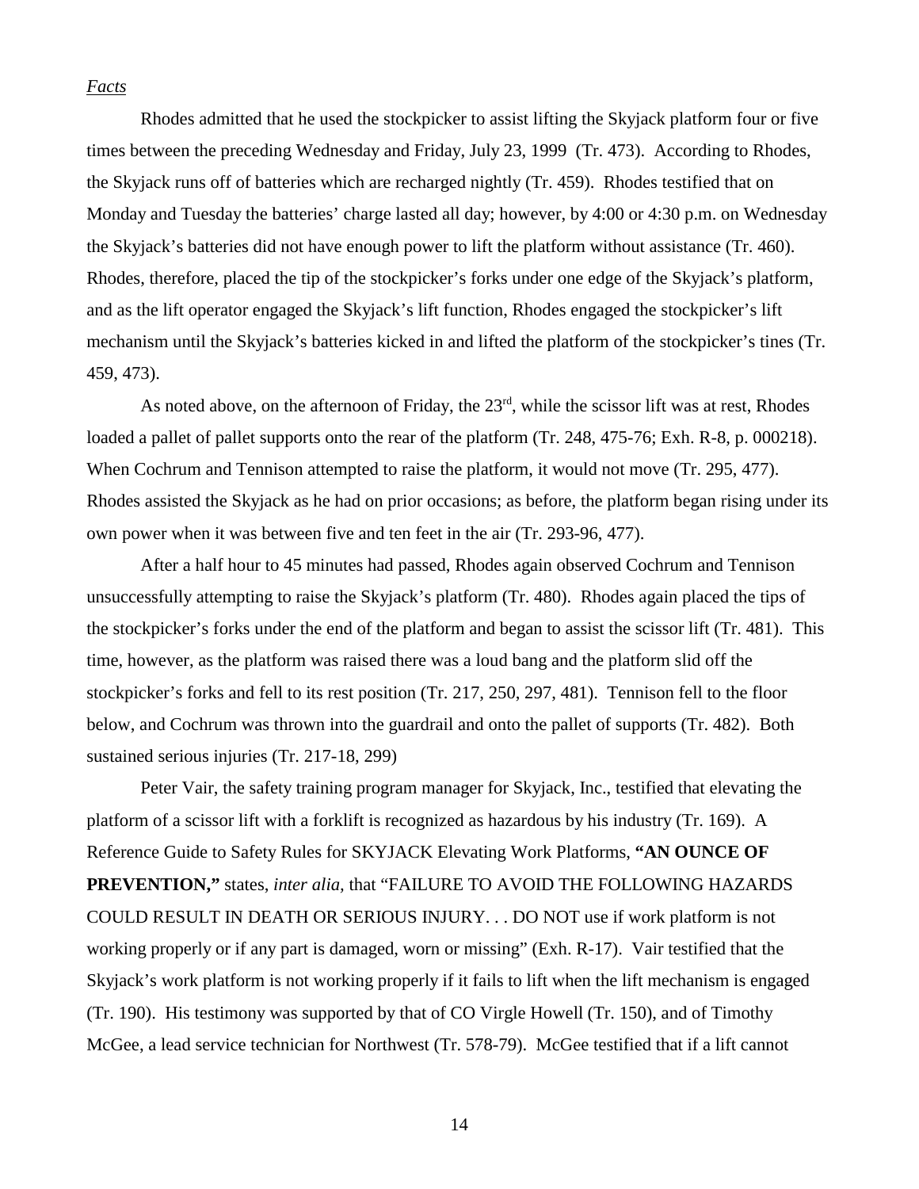*Facts*

Rhodes admitted that he used the stockpicker to assist lifting the Skyjack platform four or five times between the preceding Wednesday and Friday, July 23, 1999 (Tr. 473). According to Rhodes, the Skyjack runs off of batteries which are recharged nightly (Tr. 459). Rhodes testified that on Monday and Tuesday the batteries' charge lasted all day; however, by 4:00 or 4:30 p.m. on Wednesday the Skyjack's batteries did not have enough power to lift the platform without assistance (Tr. 460). Rhodes, therefore, placed the tip of the stockpicker's forks under one edge of the Skyjack's platform, and as the lift operator engaged the Skyjack's lift function, Rhodes engaged the stockpicker's lift mechanism until the Skyjack's batteries kicked in and lifted the platform of the stockpicker's tines (Tr. 459, 473).

As noted above, on the afternoon of Friday, the 23rd, while the scissor lift was at rest, Rhodes loaded a pallet of pallet supports onto the rear of the platform (Tr. 248, 475-76; Exh. R-8, p. 000218). When Cochrum and Tennison attempted to raise the platform, it would not move (Tr. 295, 477). Rhodes assisted the Skyjack as he had on prior occasions; as before, the platform began rising under its own power when it was between five and ten feet in the air (Tr. 293-96, 477).

After a half hour to 45 minutes had passed, Rhodes again observed Cochrum and Tennison unsuccessfully attempting to raise the Skyjack's platform (Tr. 480). Rhodes again placed the tips of the stockpicker's forks under the end of the platform and began to assist the scissor lift (Tr. 481). This time, however, as the platform was raised there was a loud bang and the platform slid off the stockpicker's forks and fell to its rest position (Tr. 217, 250, 297, 481). Tennison fell to the floor below, and Cochrum was thrown into the guardrail and onto the pallet of supports (Tr. 482). Both sustained serious injuries (Tr. 217-18, 299)

Peter Vair, the safety training program manager for Skyjack, Inc., testified that elevating the platform of a scissor lift with a forklift is recognized as hazardous by his industry (Tr. 169). A Reference Guide to Safety Rules for SKYJACK Elevating Work Platforms, **"AN OUNCE OF PREVENTION,"** states, *inter alia,* that "FAILURE TO AVOID THE FOLLOWING HAZARDS COULD RESULT IN DEATH OR SERIOUS INJURY. . . DO NOT use if work platform is not working properly or if any part is damaged, worn or missing" (Exh. R-17). Vair testified that the Skyjack's work platform is not working properly if it fails to lift when the lift mechanism is engaged (Tr. 190). His testimony was supported by that of CO Virgle Howell (Tr. 150), and of Timothy McGee, a lead service technician for Northwest (Tr. 578-79). McGee testified that if a lift cannot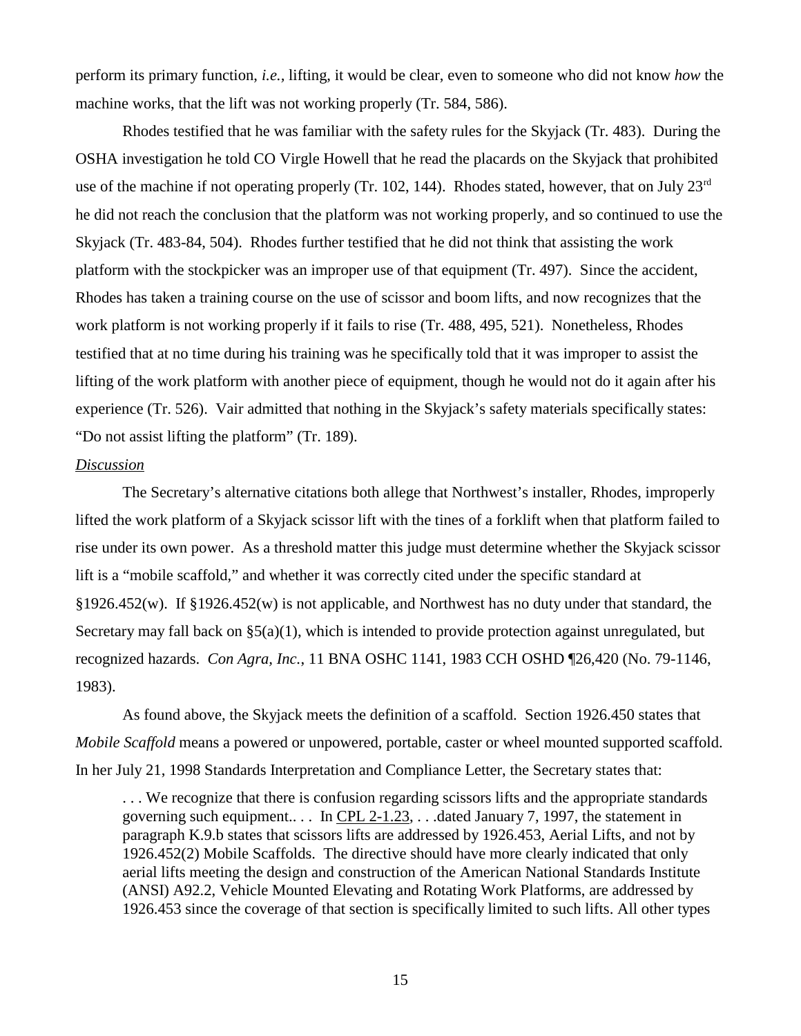perform its primary function, *i.e.,* lifting, it would be clear, even to someone who did not know *how* the machine works, that the lift was not working properly (Tr. 584, 586).

Rhodes testified that he was familiar with the safety rules for the Skyjack (Tr. 483). During the OSHA investigation he told CO Virgle Howell that he read the placards on the Skyjack that prohibited use of the machine if not operating properly (Tr. 102, 144). Rhodes stated, however, that on July 23rd he did not reach the conclusion that the platform was not working properly, and so continued to use the Skyjack (Tr. 483-84, 504). Rhodes further testified that he did not think that assisting the work platform with the stockpicker was an improper use of that equipment (Tr. 497). Since the accident, Rhodes has taken a training course on the use of scissor and boom lifts, and now recognizes that the work platform is not working properly if it fails to rise (Tr. 488, 495, 521). Nonetheless, Rhodes testified that at no time during his training was he specifically told that it was improper to assist the lifting of the work platform with another piece of equipment, though he would not do it again after his experience (Tr. 526). Vair admitted that nothing in the Skyjack's safety materials specifically states: "Do not assist lifting the platform" (Tr. 189).

*Discussion*

The Secretary's alternative citations both allege that Northwest's installer, Rhodes, improperly lifted the work platform of a Skyjack scissor lift with the tines of a forklift when that platform failed to rise under its own power. As a threshold matter this judge must determine whether the Skyjack scissor lift is a "mobile scaffold," and whether it was correctly cited under the specific standard at §1926.452(w). If §1926.452(w) is not applicable, and Northwest has no duty under that standard, the Secretary may fall back on §5(a)(1), which is intended to provide protection against unregulated, but recognized hazards. *Con Agra, Inc.*, 11 BNA OSHC 1141, 1983 CCH OSHD ¶26,420 (No. 79-1146, 1983).

As found above, the Skyjack meets the definition of a scaffold. Section 1926.450 states that *Mobile Scaffold* means a powered or unpowered, portable, caster or wheel mounted supported scaffold. In her July 21, 1998 Standards Interpretation and Compliance Letter, the Secretary states that:

> . . . We recognize that there is confusion regarding scissors lifts and the appropriate standards governing such equipment.. . . In CPL 2-1.23, . . .dated January 7, 1997, the statement in paragraph K.9.b states that scissors lifts are addressed by 1926.453, Aerial Lifts, and not by 1926.452(2) Mobile Scaffolds. The directive should have more clearly indicated that only aerial lifts meeting the design and construction of the American National Standards Institute (ANSI) A92.2, Vehicle Mounted Elevating and Rotating Work Platforms, are addressed by 1926.453 since the coverage of that section is specifically limited to such lifts. All other types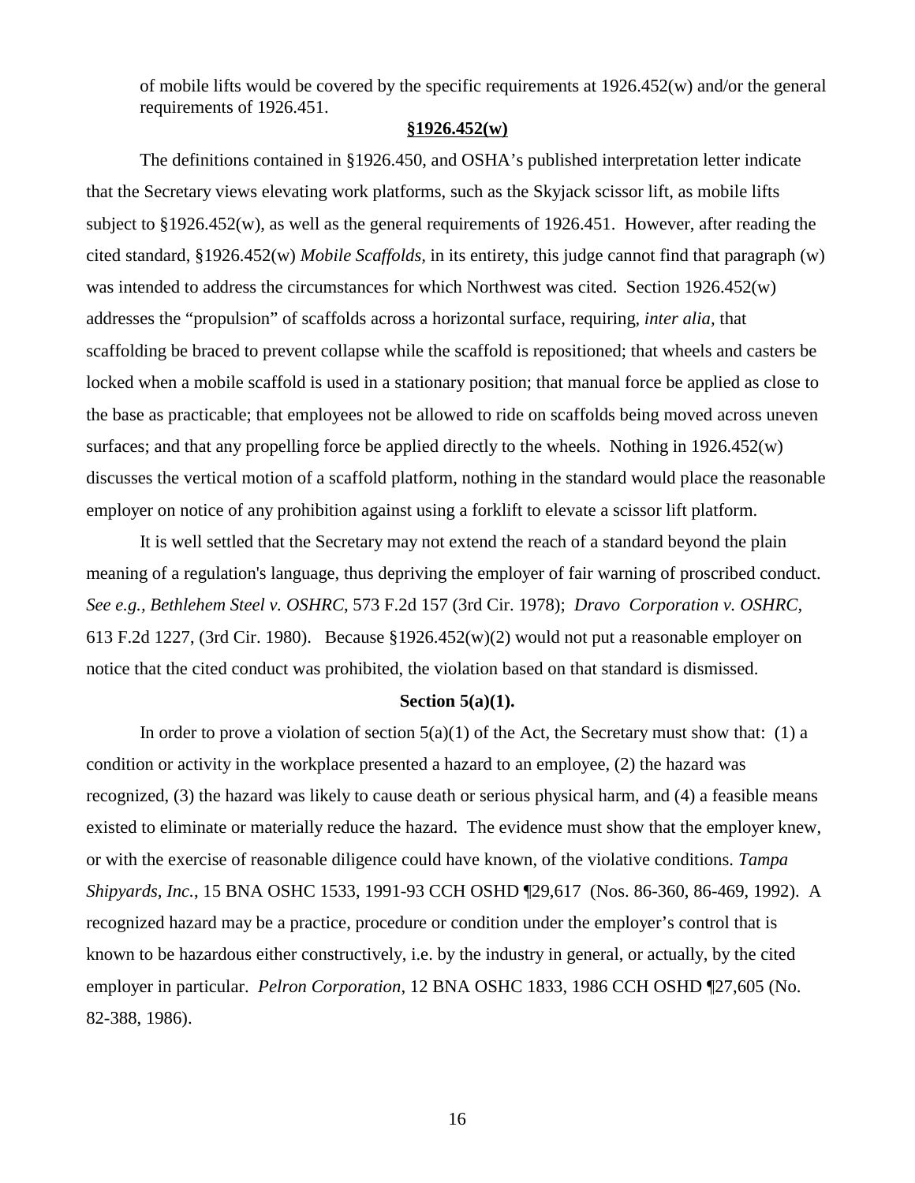of mobile lifts would be covered by the specific requirements at 1926.452(w) and/or the general requirements of 1926.451.

**§1926.452(w)**

The definitions contained in §1926.450, and OSHA's published interpretation letter indicate that the Secretary views elevating work platforms, such as the Skyjack scissor lift, as mobile lifts subject to §1926.452(w), as well as the general requirements of 1926.451. However, after reading the cited standard, §1926.452(w) *Mobile Scaffolds*, in its entirety, this judge cannot find that paragraph (w) was intended to address the circumstances for which Northwest was cited. Section 1926.452(w) addresses the "propulsion" of scaffolds across a horizontal surface, requiring, *inter alia,* that scaffolding be braced to prevent collapse while the scaffold is repositioned; that wheels and casters be locked when a mobile scaffold is used in a stationary position; that manual force be applied as close to the base as practicable; that employees not be allowed to ride on scaffolds being moved across uneven surfaces; and that any propelling force be applied directly to the wheels. Nothing in 1926.452(w) discusses the vertical motion of a scaffold platform, nothing in the standard would place the reasonable employer on notice of any prohibition against using a forklift to elevate a scissor lift platform.

It is well settled that the Secretary may not extend the reach of a standard beyond the plain meaning of a regulation's language, thus depriving the employer of fair warning of proscribed conduct. *See e.g., Bethlehem Steel v. OSHRC*, 573 F.2d 157 (3rd Cir. 1978); *Dravo Corporation v. OSHRC*, 613 F.2d 1227, (3rd Cir. 1980). Because §1926.452(w)(2) would not put a reasonable employer on notice that the cited conduct was prohibited, the violation based on that standard is dismissed.

**Section 5(a)(1).**

In order to prove a violation of section 5(a)(1) of the Act, the Secretary must show that: (1) a condition or activity in the workplace presented a hazard to an employee, (2) the hazard was recognized, (3) the hazard was likely to cause death or serious physical harm, and (4) a feasible means existed to eliminate or materially reduce the hazard. The evidence must show that the employer knew, or with the exercise of reasonable diligence could have known, of the violative conditions. *Tampa Shipyards, Inc.*, 15 BNA OSHC 1533, 1991-93 CCH OSHD ¶29,617 (Nos. 86-360, 86-469, 1992). A recognized hazard may be a practice, procedure or condition under the employer's control that is known to be hazardous either constructively, i.e. by the industry in general, or actually, by the cited employer in particular. *Pelron Corporation*, 12 BNA OSHC 1833, 1986 CCH OSHD ¶27,605 (No. 82-388, 1986).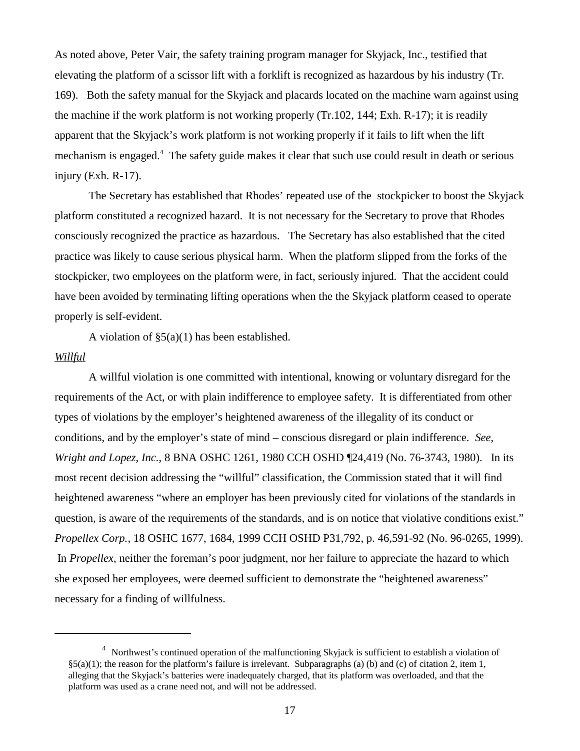As noted above, Peter Vair, the safety training program manager for Skyjack, Inc., testified that elevating the platform of a scissor lift with a forklift is recognized as hazardous by his industry (Tr. 169). Both the safety manual for the Skyjack and placards located on the machine warn against using the machine if the work platform is not working properly (Tr.102, 144; Exh. R-17); it is readily apparent that the Skyjack's work platform is not working properly if it fails to lift when the lift mechanism is engaged.[4] The safety guide makes it clear that such use could result in death or serious injury (Exh. R-17).

The Secretary has established that Rhodes' repeated use of the stockpicker to boost the Skyjack platform constituted a recognized hazard. It is not necessary for the Secretary to prove that Rhodes consciously recognized the practice as hazardous. The Secretary has also established that the cited practice was likely to cause serious physical harm. When the platform slipped from the forks of the stockpicker, two employees on the platform were, in fact, seriously injured. That the accident could have been avoided by terminating lifting operations when the the Skyjack platform ceased to operate properly is self-evident.

A violation of §5(a)(1) has been established.

*Willful*

A willful violation is one committed with intentional, knowing or voluntary disregard for the requirements of the Act, or with plain indifference to employee safety. It is differentiated from other types of violations by the employer's heightened awareness of the illegality of its conduct or conditions, and by the employer's state of mind – conscious disregard or plain indifference. *See, Wright and Lopez, Inc.*, 8 BNA OSHC 1261, 1980 CCH OSHD ¶24,419 (No. 76-3743, 1980). In its most recent decision addressing the "willful" classification, the Commission stated that it will find heightened awareness "where an employer has been previously cited for violations of the standards in question, is aware of the requirements of the standards, and is on notice that violative conditions exist." *Propellex Corp.*, 18 OSHC 1677, 1684, 1999 CCH OSHD P31,792, p. 46,591-92 (No. 96-0265, 1999). In *Propellex*, neither the foreman's poor judgment, nor her failure to appreciate the hazard to which she exposed her employees, were deemed sufficient to demonstrate the "heightened awareness" necessary for a finding of willfulness.

---

[4] Northwest's continued operation of the malfunctioning Skyjack is sufficient to establish a violation of §5(a)(1); the reason for the platform's failure is irrelevant. Subparagraphs (a) (b) and (c) of citation 2, item 1, alleging that the Skyjack's batteries were inadequately charged, that its platform was overloaded, and that the platform was used as a crane need not, and will not be addressed.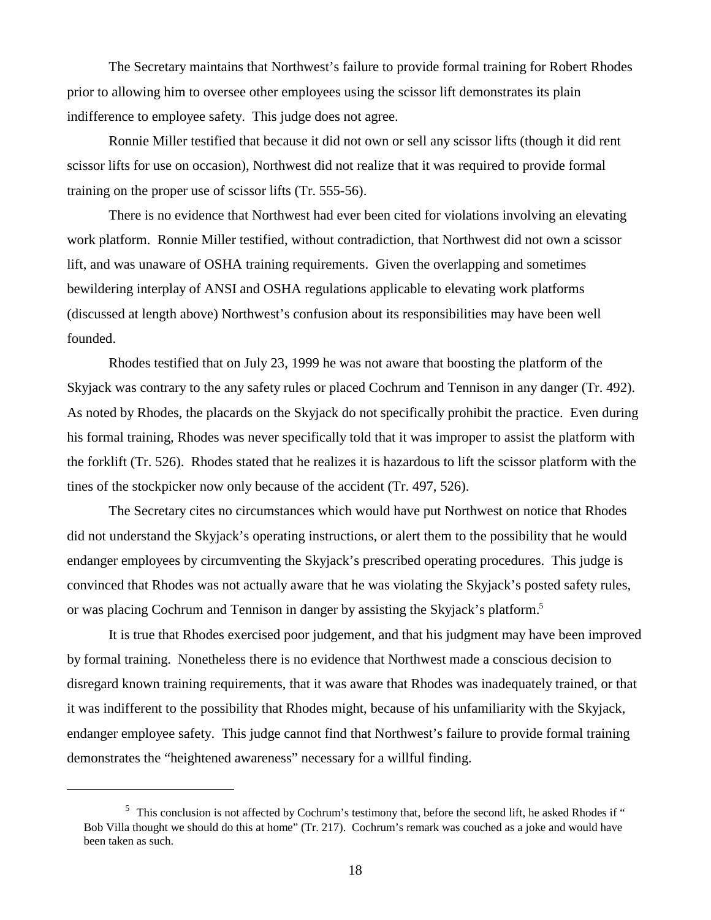The Secretary maintains that Northwest's failure to provide formal training for Robert Rhodes prior to allowing him to oversee other employees using the scissor lift demonstrates its plain indifference to employee safety. This judge does not agree.

Ronnie Miller testified that because it did not own or sell any scissor lifts (though it did rent scissor lifts for use on occasion), Northwest did not realize that it was required to provide formal training on the proper use of scissor lifts (Tr. 555-56).

There is no evidence that Northwest had ever been cited for violations involving an elevating work platform. Ronnie Miller testified, without contradiction, that Northwest did not own a scissor lift, and was unaware of OSHA training requirements. Given the overlapping and sometimes bewildering interplay of ANSI and OSHA regulations applicable to elevating work platforms (discussed at length above) Northwest's confusion about its responsibilities may have been well founded.

Rhodes testified that on July 23, 1999 he was not aware that boosting the platform of the Skyjack was contrary to the any safety rules or placed Cochrum and Tennison in any danger (Tr. 492). As noted by Rhodes, the placards on the Skyjack do not specifically prohibit the practice. Even during his formal training, Rhodes was never specifically told that it was improper to assist the platform with the forklift (Tr. 526). Rhodes stated that he realizes it is hazardous to lift the scissor platform with the tines of the stockpicker now only because of the accident (Tr. 497, 526).

The Secretary cites no circumstances which would have put Northwest on notice that Rhodes did not understand the Skyjack's operating instructions, or alert them to the possibility that he would endanger employees by circumventing the Skyjack's prescribed operating procedures. This judge is convinced that Rhodes was not actually aware that he was violating the Skyjack's posted safety rules, or was placing Cochrum and Tennison in danger by assisting the Skyjack's platform.[5]

It is true that Rhodes exercised poor judgement, and that his judgment may have been improved by formal training. Nonetheless there is no evidence that Northwest made a conscious decision to disregard known training requirements, that it was aware that Rhodes was inadequately trained, or that it was indifferent to the possibility that Rhodes might, because of his unfamiliarity with the Skyjack, endanger employee safety. This judge cannot find that Northwest's failure to provide formal training demonstrates the "heightened awareness" necessary for a willful finding.

---

[5] This conclusion is not affected by Cochrum's testimony that, before the second lift, he asked Rhodes if " Bob Villa thought we should do this at home" (Tr. 217). Cochrum's remark was couched as a joke and would have been taken as such.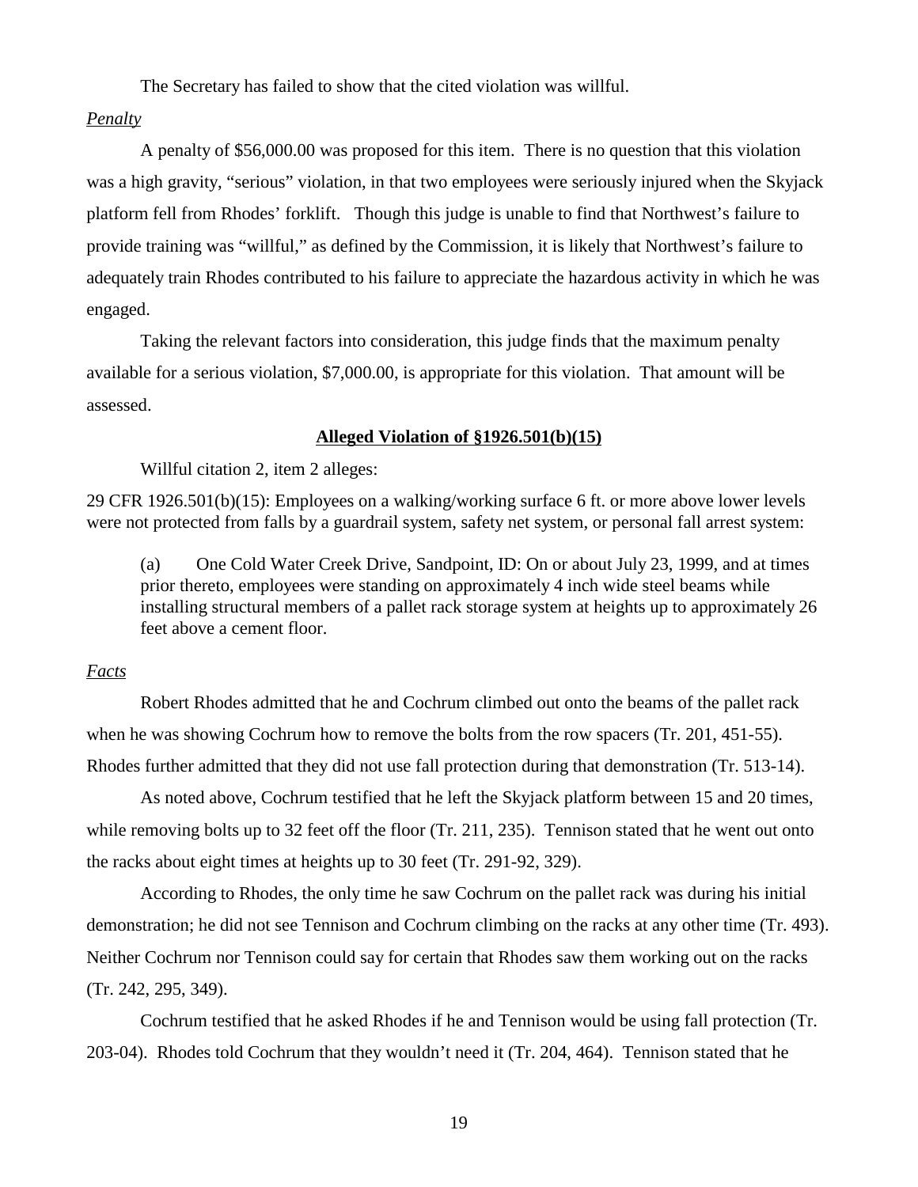The Secretary has failed to show that the cited violation was willful.

*Penalty*

A penalty of $56,000.00 was proposed for this item. There is no question that this violation was a high gravity, "serious" violation, in that two employees were seriously injured when the Skyjack platform fell from Rhodes' forklift. Though this judge is unable to find that Northwest's failure to provide training was "willful," as defined by the Commission, it is likely that Northwest's failure to adequately train Rhodes contributed to his failure to appreciate the hazardous activity in which he was engaged.

Taking the relevant factors into consideration, this judge finds that the maximum penalty available for a serious violation, $7,000.00, is appropriate for this violation. That amount will be assessed.

**Alleged Violation of §1926.501(b)(15)**

Willful citation 2, item 2 alleges:

29 CFR 1926.501(b)(15): Employees on a walking/working surface 6 ft. or more above lower levels were not protected from falls by a guardrail system, safety net system, or personal fall arrest system:

> (a) One Cold Water Creek Drive, Sandpoint, ID: On or about July 23, 1999, and at times prior thereto, employees were standing on approximately 4 inch wide steel beams while installing structural members of a pallet rack storage system at heights up to approximately 26 feet above a cement floor.

*Facts*

Robert Rhodes admitted that he and Cochrum climbed out onto the beams of the pallet rack when he was showing Cochrum how to remove the bolts from the row spacers (Tr. 201, 451-55). Rhodes further admitted that they did not use fall protection during that demonstration (Tr. 513-14).

As noted above, Cochrum testified that he left the Skyjack platform between 15 and 20 times, while removing bolts up to 32 feet off the floor (Tr. 211, 235). Tennison stated that he went out onto the racks about eight times at heights up to 30 feet (Tr. 291-92, 329).

According to Rhodes, the only time he saw Cochrum on the pallet rack was during his initial demonstration; he did not see Tennison and Cochrum climbing on the racks at any other time (Tr. 493). Neither Cochrum nor Tennison could say for certain that Rhodes saw them working out on the racks (Tr. 242, 295, 349).

Cochrum testified that he asked Rhodes if he and Tennison would be using fall protection (Tr. 203-04). Rhodes told Cochrum that they wouldn't need it (Tr. 204, 464). Tennison stated that he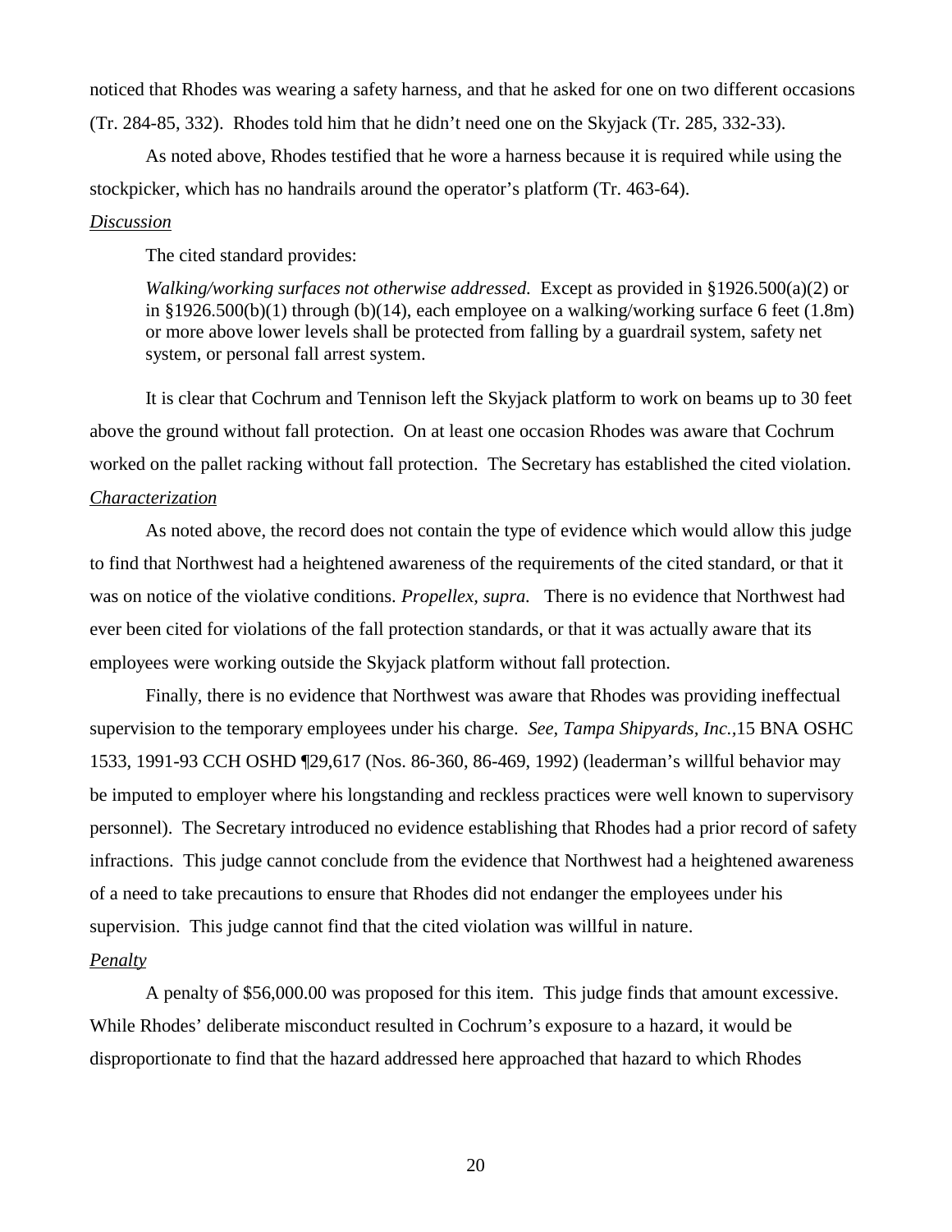noticed that Rhodes was wearing a safety harness, and that he asked for one on two different occasions (Tr. 284-85, 332). Rhodes told him that he didn't need one on the Skyjack (Tr. 285, 332-33).

As noted above, Rhodes testified that he wore a harness because it is required while using the stockpicker, which has no handrails around the operator's platform (Tr. 463-64).

*Discussion*

The cited standard provides:

> *Walking/working surfaces not otherwise addressed.* Except as provided in §1926.500(a)(2) or in §1926.500(b)(1) through (b)(14), each employee on a walking/working surface 6 feet (1.8m) or more above lower levels shall be protected from falling by a guardrail system, safety net system, or personal fall arrest system.

It is clear that Cochrum and Tennison left the Skyjack platform to work on beams up to 30 feet above the ground without fall protection. On at least one occasion Rhodes was aware that Cochrum worked on the pallet racking without fall protection. The Secretary has established the cited violation.

*Characterization*

As noted above, the record does not contain the type of evidence which would allow this judge to find that Northwest had a heightened awareness of the requirements of the cited standard, or that it was on notice of the violative conditions. *Propellex, supra.* There is no evidence that Northwest had ever been cited for violations of the fall protection standards, or that it was actually aware that its employees were working outside the Skyjack platform without fall protection.

Finally, there is no evidence that Northwest was aware that Rhodes was providing ineffectual supervision to the temporary employees under his charge. *See*, *Tampa Shipyards, Inc.*,15 BNA OSHC 1533, 1991-93 CCH OSHD ¶29,617 (Nos. 86-360, 86-469, 1992) (leaderman's willful behavior may be imputed to employer where his longstanding and reckless practices were well known to supervisory personnel). The Secretary introduced no evidence establishing that Rhodes had a prior record of safety infractions. This judge cannot conclude from the evidence that Northwest had a heightened awareness of a need to take precautions to ensure that Rhodes did not endanger the employees under his supervision. This judge cannot find that the cited violation was willful in nature.

*Penalty*

A penalty of $56,000.00 was proposed for this item. This judge finds that amount excessive. While Rhodes' deliberate misconduct resulted in Cochrum's exposure to a hazard, it would be disproportionate to find that the hazard addressed here approached that hazard to which Rhodes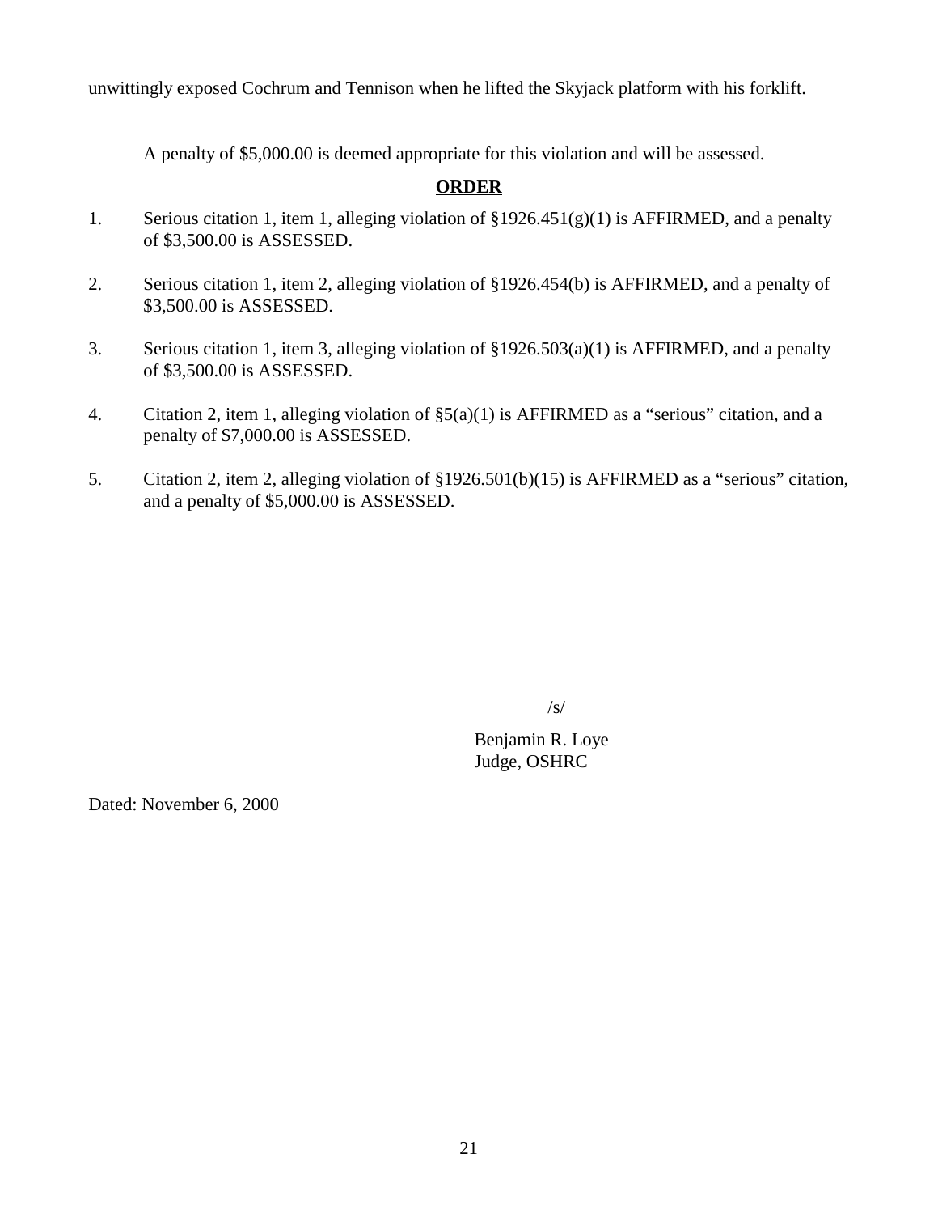unwittingly exposed Cochrum and Tennison when he lifted the Skyjack platform with his forklift.

A penalty of $5,000.00 is deemed appropriate for this violation and will be assessed.

## ORDER

1. Serious citation 1, item 1, alleging violation of §1926.451(g)(1) is AFFIRMED, and a penalty of $3,500.00 is ASSESSED.

2. Serious citation 1, item 2, alleging violation of §1926.454(b) is AFFIRMED, and a penalty of $3,500.00 is ASSESSED.

3. Serious citation 1, item 3, alleging violation of §1926.503(a)(1) is AFFIRMED, and a penalty of $3,500.00 is ASSESSED.

4. Citation 2, item 1, alleging violation of §5(a)(1) is AFFIRMED as a "serious" citation, and a penalty of $7,000.00 is ASSESSED.

5. Citation 2, item 2, alleging violation of §1926.501(b)(15) is AFFIRMED as a "serious" citation, and a penalty of $5,000.00 is ASSESSED.

/s/

Benjamin R. Loye
Judge, OSHRC

Dated: November 6, 2000